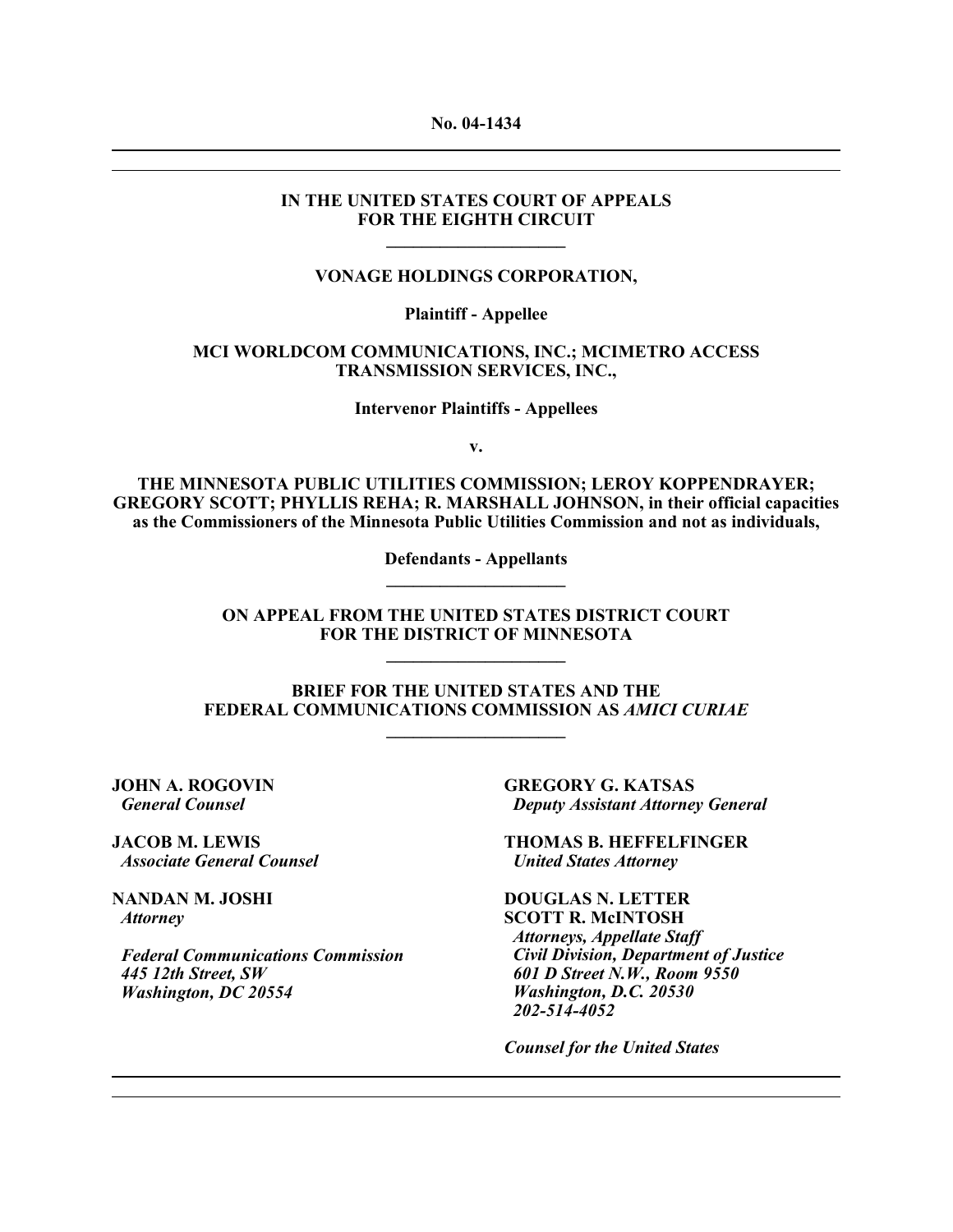**No. 04-1434**

---

**IN THE UNITED STATES COURT OF APPEALS**
**FOR THE EIGHTH CIRCUIT**

---

**VONAGE HOLDINGS CORPORATION,**

**Plaintiff - Appellee**

**MCI WORLDCOM COMMUNICATIONS, INC.; MCIMETRO ACCESS TRANSMISSION SERVICES, INC.,**

**Intervenor Plaintiffs - Appellees**

**v.**

**THE MINNESOTA PUBLIC UTILITIES COMMISSION; LEROY KOPPENDRAYER; GREGORY SCOTT; PHYLLIS REHA; R. MARSHALL JOHNSON, in their official capacities as the Commissioners of the Minnesota Public Utilities Commission and not as individuals,**

**Defendants - Appellants**

---

**ON APPEAL FROM THE UNITED STATES DISTRICT COURT**
**FOR THE DISTRICT OF MINNESOTA**

---

**BRIEF FOR THE UNITED STATES AND THE**
**FEDERAL COMMUNICATIONS COMMISSION AS *AMICI CURIAE***

---

**JOHN A. ROGOVIN**
***General Counsel***

**JACOB M. LEWIS**
***Associate General Counsel***

**NANDAN M. JOSHI**
***Attorney***

***Federal Communications Commission***
***445 12th Street, SW***
***Washington, DC 20554***

**GREGORY G. KATSAS**
***Deputy Assistant Attorney General***

**THOMAS B. HEFFELFINGER**
***United States Attorney***

**DOUGLAS N. LETTER**
**SCOTT R. McINTOSH**
***Attorneys, Appellate Staff***
***Civil Division, Department of Justice***
***601 D Street N.W., Room 9550***
***Washington, D.C. 20530***
***202-514-4052***

***Counsel for the United States***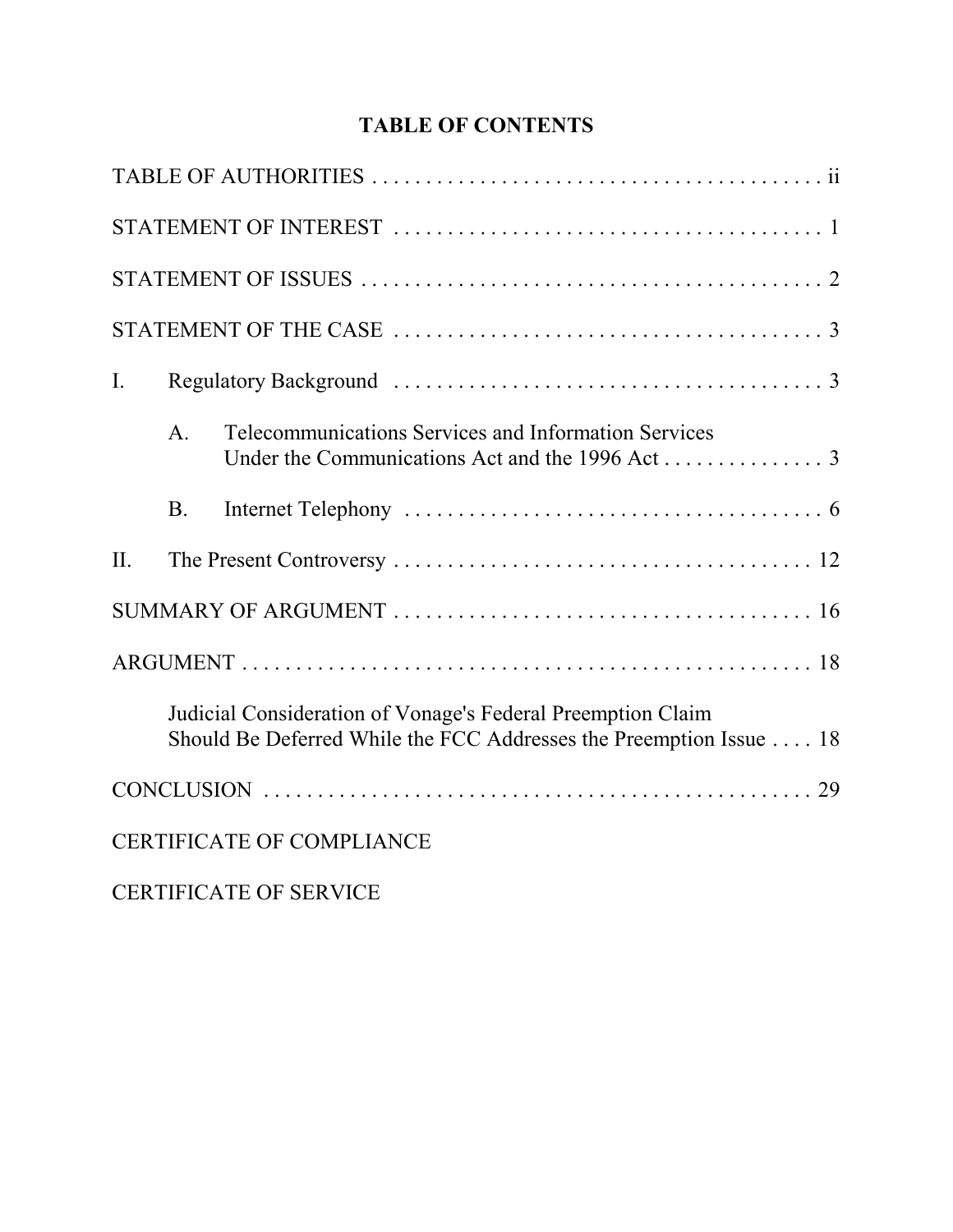# TABLE OF CONTENTS

TABLE OF AUTHORITIES . . . . . . . . . . . . . . . . . . . . . . . . . . . . . . . . . . . . . . . . . ii

STATEMENT OF INTEREST . . . . . . . . . . . . . . . . . . . . . . . . . . . . . . . . . . . . . . . . 1

STATEMENT OF ISSUES . . . . . . . . . . . . . . . . . . . . . . . . . . . . . . . . . . . . . . . . . . 2

STATEMENT OF THE CASE . . . . . . . . . . . . . . . . . . . . . . . . . . . . . . . . . . . . . . . . 3

I. Regulatory Background . . . . . . . . . . . . . . . . . . . . . . . . . . . . . . . . . . . . . . . 3

A. Telecommunications Services and Information Services Under the Communications Act and the 1996 Act . . . . . . . . . . . . . . . 3

B. Internet Telephony . . . . . . . . . . . . . . . . . . . . . . . . . . . . . . . . . . . . . . 6

II. The Present Controversy . . . . . . . . . . . . . . . . . . . . . . . . . . . . . . . . . . . . . . 12

SUMMARY OF ARGUMENT . . . . . . . . . . . . . . . . . . . . . . . . . . . . . . . . . . . . . . 16

ARGUMENT . . . . . . . . . . . . . . . . . . . . . . . . . . . . . . . . . . . . . . . . . . . . . . . . . . . . 18

Judicial Consideration of Vonage's Federal Preemption Claim Should Be Deferred While the FCC Addresses the Preemption Issue . . . . 18

CONCLUSION . . . . . . . . . . . . . . . . . . . . . . . . . . . . . . . . . . . . . . . . . . . . . . . . . . . 29

CERTIFICATE OF COMPLIANCE

CERTIFICATE OF SERVICE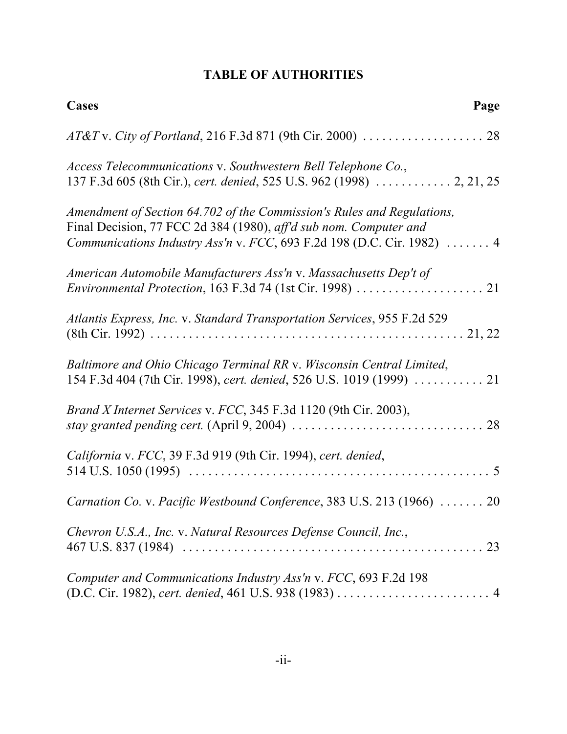# TABLE OF AUTHORITIES

**Cases** **Page**

*AT&T* v. *City of Portland*, 216 F.3d 871 (9th Cir. 2000) . . . . . . . . . . . . . . . . . . . 28

*Access Telecommunications* v. *Southwestern Bell Telephone Co.*, 137 F.3d 605 (8th Cir.), *cert. denied*, 525 U.S. 962 (1998) . . . . . . . . . . . . 2, 21, 25

*Amendment of Section 64.702 of the Commission's Rules and Regulations,* Final Decision, 77 FCC 2d 384 (1980), *aff'd sub nom. Computer and Communications Industry Ass'n* v. *FCC*, 693 F.2d 198 (D.C. Cir. 1982) . . . . . . . 4

*American Automobile Manufacturers Ass'n* v. *Massachusetts Dep't of Environmental Protection*, 163 F.3d 74 (1st Cir. 1998) . . . . . . . . . . . . . . . . . . . . 21

*Atlantis Express, Inc.* v. *Standard Transportation Services*, 955 F.2d 529 (8th Cir. 1992) . . . . . . . . . . . . . . . . . . . . . . . . . . . . . . . . . . . . . . . . . . . . . . . . 21, 22

*Baltimore and Ohio Chicago Terminal RR* v. *Wisconsin Central Limited*, 154 F.3d 404 (7th Cir. 1998), *cert. denied*, 526 U.S. 1019 (1999) . . . . . . . . . . . 21

*Brand X Internet Services* v. *FCC*, 345 F.3d 1120 (9th Cir. 2003), *stay granted pending cert.* (April 9, 2004) . . . . . . . . . . . . . . . . . . . . . . . . . . . . . . 28

*California* v. *FCC*, 39 F.3d 919 (9th Cir. 1994), *cert. denied*, 514 U.S. 1050 (1995) . . . . . . . . . . . . . . . . . . . . . . . . . . . . . . . . . . . . . . . . . . . . . . . . 5

*Carnation Co.* v. *Pacific Westbound Conference*, 383 U.S. 213 (1966) . . . . . . . 20

*Chevron U.S.A., Inc.* v. *Natural Resources Defense Council, Inc.*, 467 U.S. 837 (1984) . . . . . . . . . . . . . . . . . . . . . . . . . . . . . . . . . . . . . . . . . . . . . . . . 23

*Computer and Communications Industry Ass'n* v. *FCC*, 693 F.2d 198 (D.C. Cir. 1982), *cert. denied*, 461 U.S. 938 (1983) . . . . . . . . . . . . . . . . . . . . . . . . 4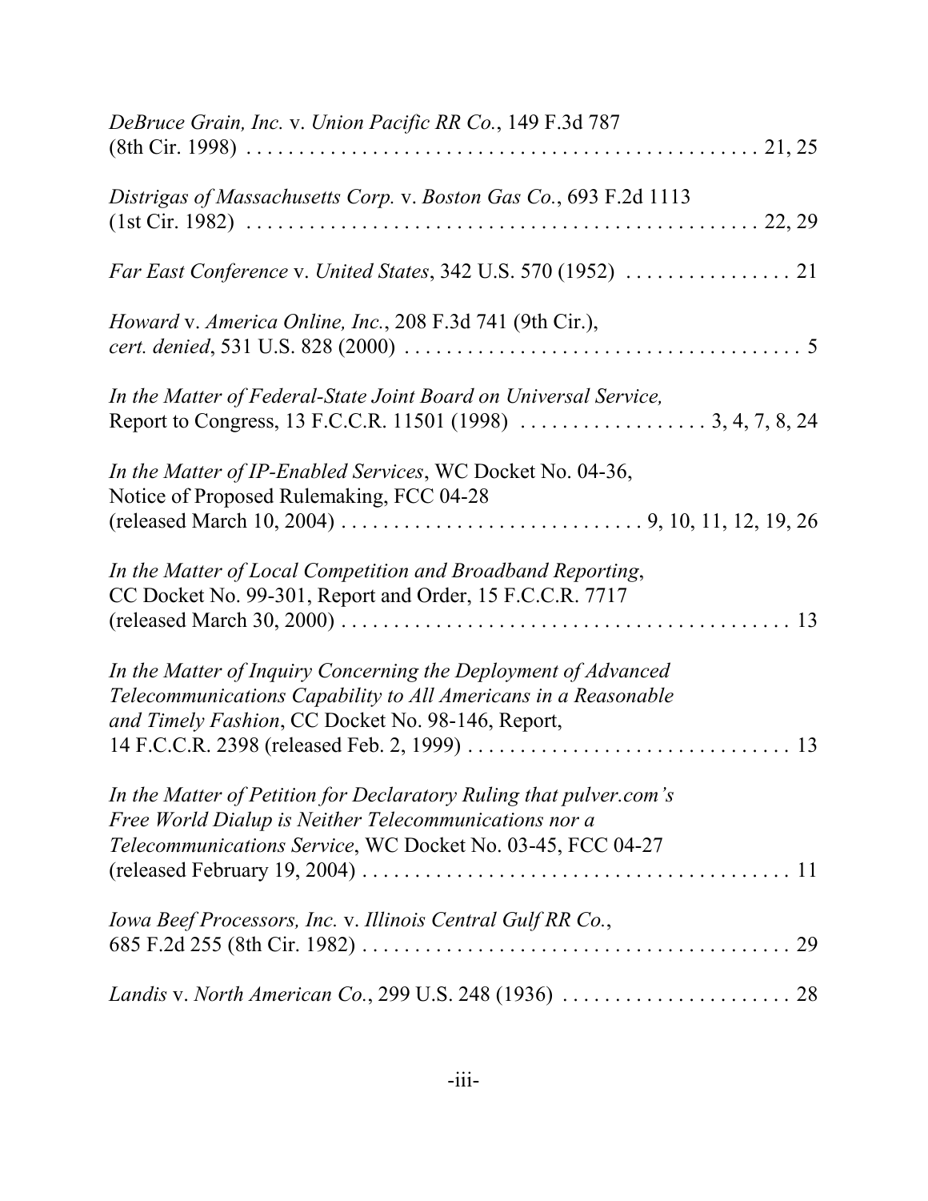*DeBruce Grain, Inc.* v. *Union Pacific RR Co.*, 149 F.3d 787 (8th Cir. 1998) . . . . . . . . . . . . . . . . . . . . . . . . . . . . . . . . . . . . . . . . . . . . . . . . 21, 25

*Distrigas of Massachusetts Corp.* v. *Boston Gas Co.*, 693 F.2d 1113 (1st Cir. 1982) . . . . . . . . . . . . . . . . . . . . . . . . . . . . . . . . . . . . . . . . . . . . . . . . 22, 29

*Far East Conference* v. *United States*, 342 U.S. 570 (1952) . . . . . . . . . . . . . . . . 21

*Howard* v. *America Online, Inc.*, 208 F.3d 741 (9th Cir.), *cert. denied*, 531 U.S. 828 (2000) . . . . . . . . . . . . . . . . . . . . . . . . . . . . . . . . . . . . . 5

*In the Matter of Federal-State Joint Board on Universal Service,* Report to Congress, 13 F.C.C.R. 11501 (1998) . . . . . . . . . . . . . . . . . . 3, 4, 7, 8, 24

*In the Matter of IP-Enabled Services*, WC Docket No. 04-36, Notice of Proposed Rulemaking, FCC 04-28 (released March 10, 2004) . . . . . . . . . . . . . . . . . . . . . . . . . . . . 9, 10, 11, 12, 19, 26

*In the Matter of Local Competition and Broadband Reporting*, CC Docket No. 99-301, Report and Order, 15 F.C.C.R. 7717 (released March 30, 2000) . . . . . . . . . . . . . . . . . . . . . . . . . . . . . . . . . . . . . . . . . . 13

*In the Matter of Inquiry Concerning the Deployment of Advanced Telecommunications Capability to All Americans in a Reasonable and Timely Fashion*, CC Docket No. 98-146, Report, 14 F.C.C.R. 2398 (released Feb. 2, 1999) . . . . . . . . . . . . . . . . . . . . . . . . . . . . . . 13

*In the Matter of Petition for Declaratory Ruling that pulver.com's Free World Dialup is Neither Telecommunications nor a Telecommunications Service*, WC Docket No. 03-45, FCC 04-27 (released February 19, 2004) . . . . . . . . . . . . . . . . . . . . . . . . . . . . . . . . . . . . . . . . . 11

*Iowa Beef Processors, Inc.* v. *Illinois Central Gulf RR Co.*, 685 F.2d 255 (8th Cir. 1982) . . . . . . . . . . . . . . . . . . . . . . . . . . . . . . . . . . . . . . . . . 29

*Landis* v. *North American Co.*, 299 U.S. 248 (1936) . . . . . . . . . . . . . . . . . . . . . . 28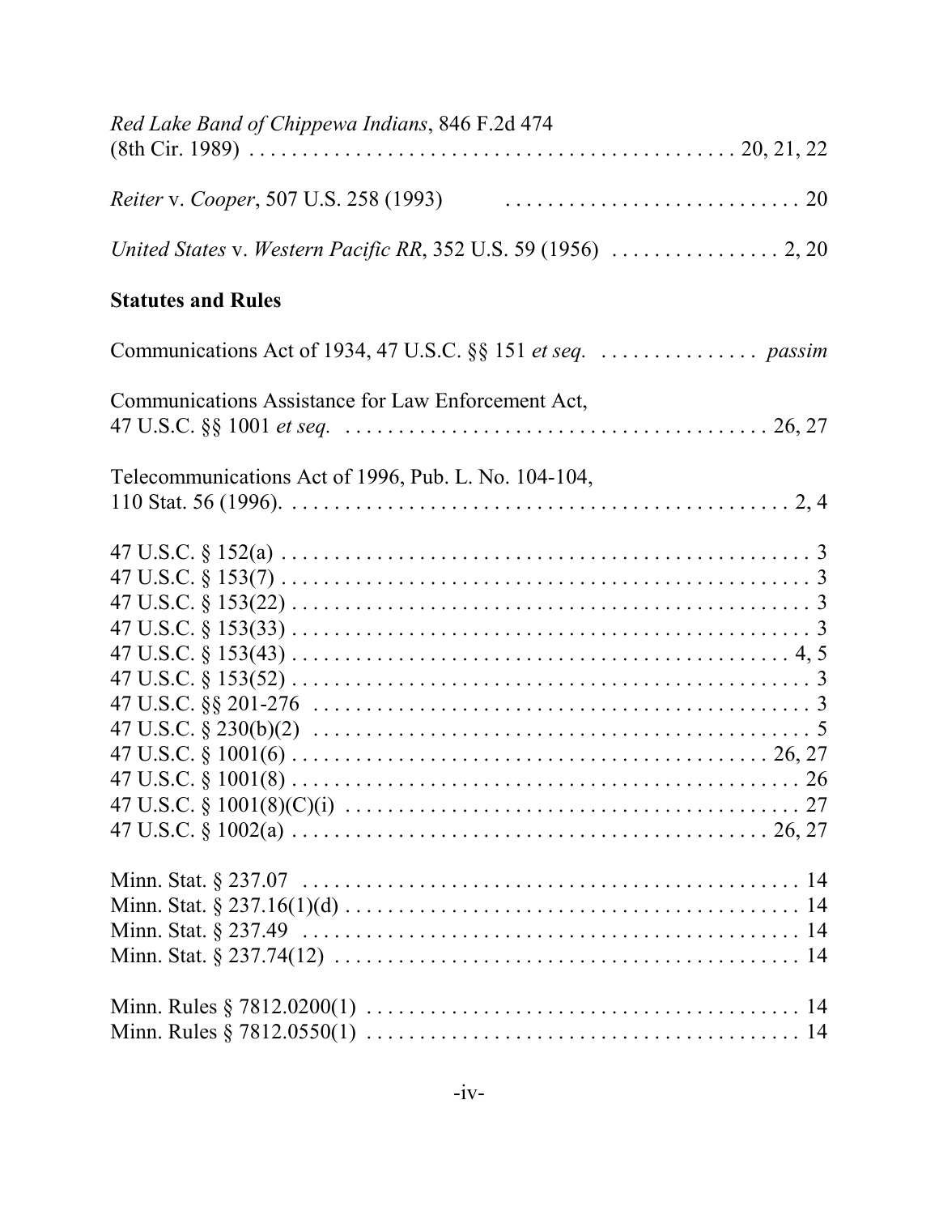*Red Lake Band of Chippewa Indians*, 846 F.2d 474 (8th Cir. 1989) . . . . . . . . . . . . . . . . . . . . . . . . . . . . . . . . . . . . . . . . . . . . . . 20, 21, 22

*Reiter* v. *Cooper*, 507 U.S. 258 (1993) . . . . . . . . . . . . . . . . . . . . . . . . . . . . . 20

*United States* v. *Western Pacific RR*, 352 U.S. 59 (1956) . . . . . . . . . . . . . . . . 2, 20

**Statutes and Rules**

Communications Act of 1934, 47 U.S.C. §§ 151 *et seq.* . . . . . . . . . . . . . . . *passim*

Communications Assistance for Law Enforcement Act, 47 U.S.C. §§ 1001 *et seq.* . . . . . . . . . . . . . . . . . . . . . . . . . . . . . . . . . . . . . . . . . 26, 27

Telecommunications Act of 1996, Pub. L. No. 104-104, 110 Stat. 56 (1996). . . . . . . . . . . . . . . . . . . . . . . . . . . . . . . . . . . . . . . . . . . . . . . . 2, 4

47 U.S.C. § 152(a) . . . . . . . . . . . . . . . . . . . . . . . . . . . . . . . . . . . . . . . . . . . . . . . . . . 3
47 U.S.C. § 153(7) . . . . . . . . . . . . . . . . . . . . . . . . . . . . . . . . . . . . . . . . . . . . . . . . . . 3
47 U.S.C. § 153(22) . . . . . . . . . . . . . . . . . . . . . . . . . . . . . . . . . . . . . . . . . . . . . . . . . 3
47 U.S.C. § 153(33) . . . . . . . . . . . . . . . . . . . . . . . . . . . . . . . . . . . . . . . . . . . . . . . . . 3
47 U.S.C. § 153(43) . . . . . . . . . . . . . . . . . . . . . . . . . . . . . . . . . . . . . . . . . . . . . . . 4, 5
47 U.S.C. § 153(52) . . . . . . . . . . . . . . . . . . . . . . . . . . . . . . . . . . . . . . . . . . . . . . . . . 3
47 U.S.C. §§ 201-276 . . . . . . . . . . . . . . . . . . . . . . . . . . . . . . . . . . . . . . . . . . . . . . . . 3
47 U.S.C. § 230(b)(2) . . . . . . . . . . . . . . . . . . . . . . . . . . . . . . . . . . . . . . . . . . . . . . . . 5
47 U.S.C. § 1001(6) . . . . . . . . . . . . . . . . . . . . . . . . . . . . . . . . . . . . . . . . . . . . . . 26, 27
47 U.S.C. § 1001(8) . . . . . . . . . . . . . . . . . . . . . . . . . . . . . . . . . . . . . . . . . . . . . . . . 26
47 U.S.C. § 1001(8)(C)(i) . . . . . . . . . . . . . . . . . . . . . . . . . . . . . . . . . . . . . . . . . . . . 27
47 U.S.C. § 1002(a) . . . . . . . . . . . . . . . . . . . . . . . . . . . . . . . . . . . . . . . . . . . . . . 26, 27

Minn. Stat. § 237.07 . . . . . . . . . . . . . . . . . . . . . . . . . . . . . . . . . . . . . . . . . . . . . . . . 14
Minn. Stat. § 237.16(1)(d) . . . . . . . . . . . . . . . . . . . . . . . . . . . . . . . . . . . . . . . . . . . . 14
Minn. Stat. § 237.49 . . . . . . . . . . . . . . . . . . . . . . . . . . . . . . . . . . . . . . . . . . . . . . . . 14
Minn. Stat. § 237.74(12) . . . . . . . . . . . . . . . . . . . . . . . . . . . . . . . . . . . . . . . . . . . . . 14

Minn. Rules § 7812.0200(1) . . . . . . . . . . . . . . . . . . . . . . . . . . . . . . . . . . . . . . . . . . 14
Minn. Rules § 7812.0550(1) . . . . . . . . . . . . . . . . . . . . . . . . . . . . . . . . . . . . . . . . . . 14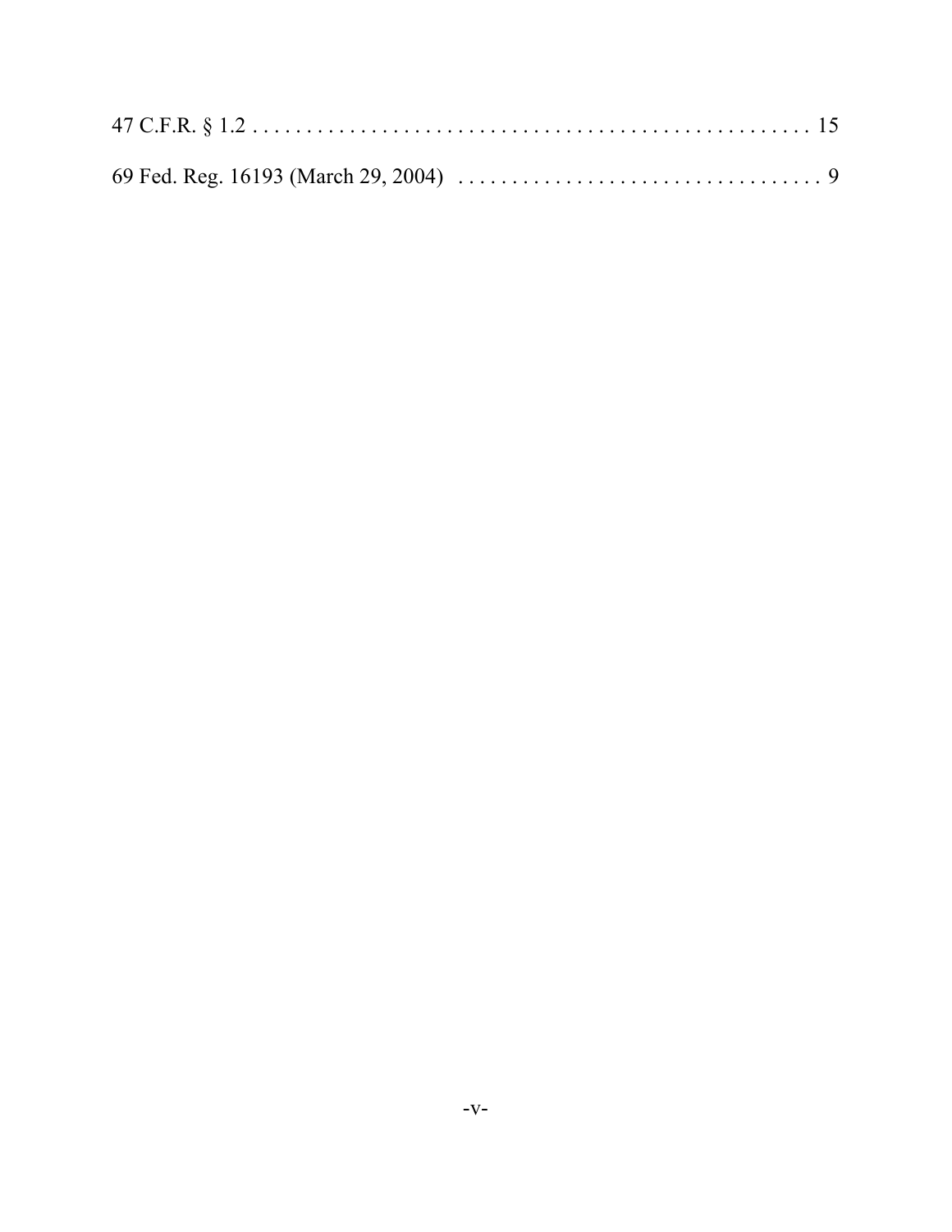47 C.F.R. § 1.2 . . . . . . . . . . . . . . . . . . . . . . . . . . . . . . . . . . . . . . . . . . . . . . . . . . . . 15

69 Fed. Reg. 16193 (March 29, 2004) . . . . . . . . . . . . . . . . . . . . . . . . . . . . . . . . . . 9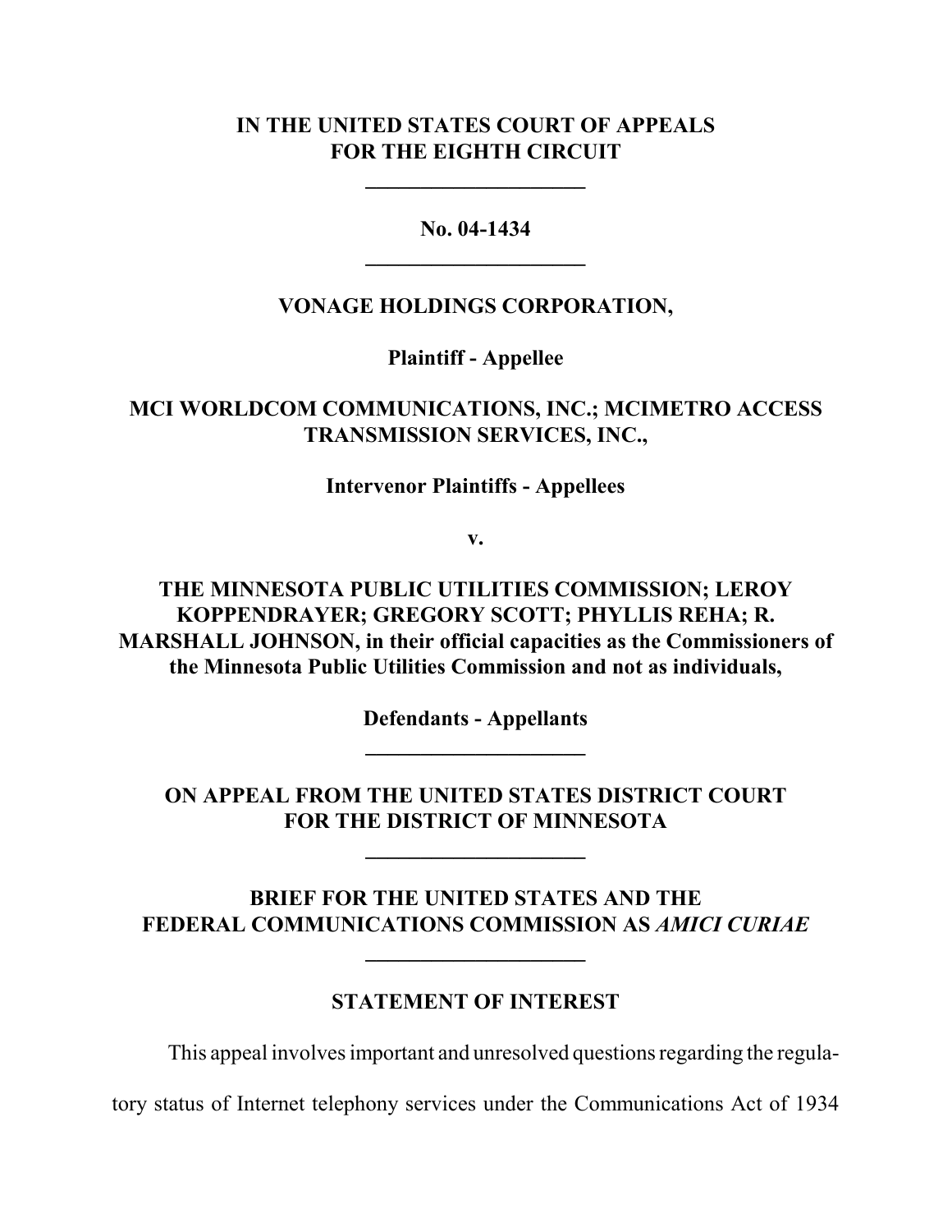**IN THE UNITED STATES COURT OF APPEALS**
**FOR THE EIGHTH CIRCUIT**

---

**No. 04-1434**

---

**VONAGE HOLDINGS CORPORATION,**

**Plaintiff - Appellee**

**MCI WORLDCOM COMMUNICATIONS, INC.; MCIMETRO ACCESS TRANSMISSION SERVICES, INC.,**

**Intervenor Plaintiffs - Appellees**

**v.**

**THE MINNESOTA PUBLIC UTILITIES COMMISSION; LEROY KOPPENDRAYER; GREGORY SCOTT; PHYLLIS REHA; R. MARSHALL JOHNSON, in their official capacities as the Commissioners of the Minnesota Public Utilities Commission and not as individuals,**

**Defendants - Appellants**

---

**ON APPEAL FROM THE UNITED STATES DISTRICT COURT**
**FOR THE DISTRICT OF MINNESOTA**

---

**BRIEF FOR THE UNITED STATES AND THE**
**FEDERAL COMMUNICATIONS COMMISSION AS *AMICI CURIAE***

---

## STATEMENT OF INTEREST

This appeal involves important and unresolved questions regarding the regulatory status of Internet telephony services under the Communications Act of 1934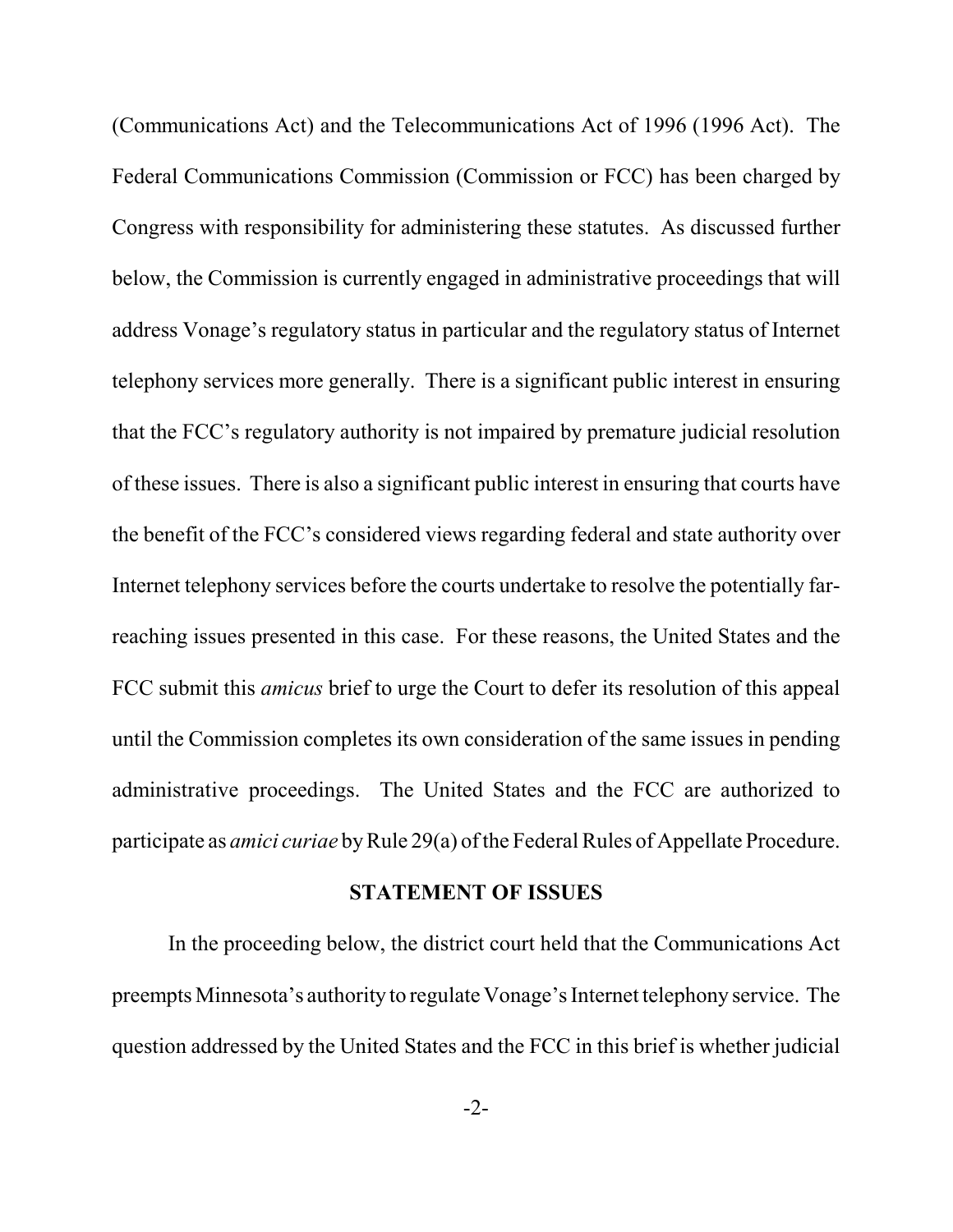(Communications Act) and the Telecommunications Act of 1996 (1996 Act). The Federal Communications Commission (Commission or FCC) has been charged by Congress with responsibility for administering these statutes. As discussed further below, the Commission is currently engaged in administrative proceedings that will address Vonage's regulatory status in particular and the regulatory status of Internet telephony services more generally. There is a significant public interest in ensuring that the FCC's regulatory authority is not impaired by premature judicial resolution of these issues. There is also a significant public interest in ensuring that courts have the benefit of the FCC's considered views regarding federal and state authority over Internet telephony services before the courts undertake to resolve the potentially far-reaching issues presented in this case. For these reasons, the United States and the FCC submit this *amicus* brief to urge the Court to defer its resolution of this appeal until the Commission completes its own consideration of the same issues in pending administrative proceedings. The United States and the FCC are authorized to participate as *amici curiae* by Rule 29(a) of the Federal Rules of Appellate Procedure.

## STATEMENT OF ISSUES

In the proceeding below, the district court held that the Communications Act preempts Minnesota's authority to regulate Vonage's Internet telephony service. The question addressed by the United States and the FCC in this brief is whether judicial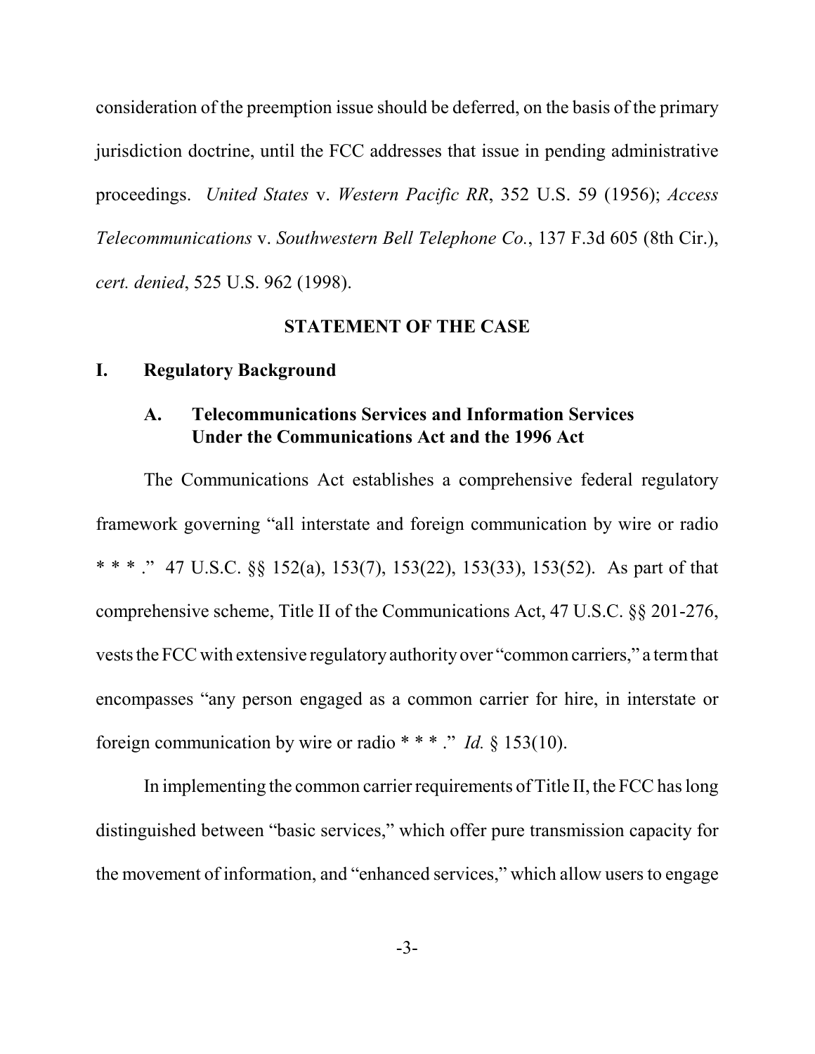consideration of the preemption issue should be deferred, on the basis of the primary jurisdiction doctrine, until the FCC addresses that issue in pending administrative proceedings. *United States* v. *Western Pacific RR*, 352 U.S. 59 (1956); *Access Telecommunications* v. *Southwestern Bell Telephone Co.*, 137 F.3d 605 (8th Cir.), *cert. denied*, 525 U.S. 962 (1998).

## STATEMENT OF THE CASE

### I. Regulatory Background

#### A. Telecommunications Services and Information Services Under the Communications Act and the 1996 Act

The Communications Act establishes a comprehensive federal regulatory framework governing "all interstate and foreign communication by wire or radio * * * ." 47 U.S.C. §§ 152(a), 153(7), 153(22), 153(33), 153(52). As part of that comprehensive scheme, Title II of the Communications Act, 47 U.S.C. §§ 201-276, vests the FCC with extensive regulatory authority over "common carriers," a term that encompasses "any person engaged as a common carrier for hire, in interstate or foreign communication by wire or radio * * * ." *Id.* § 153(10).

In implementing the common carrier requirements of Title II, the FCC has long distinguished between "basic services," which offer pure transmission capacity for the movement of information, and "enhanced services," which allow users to engage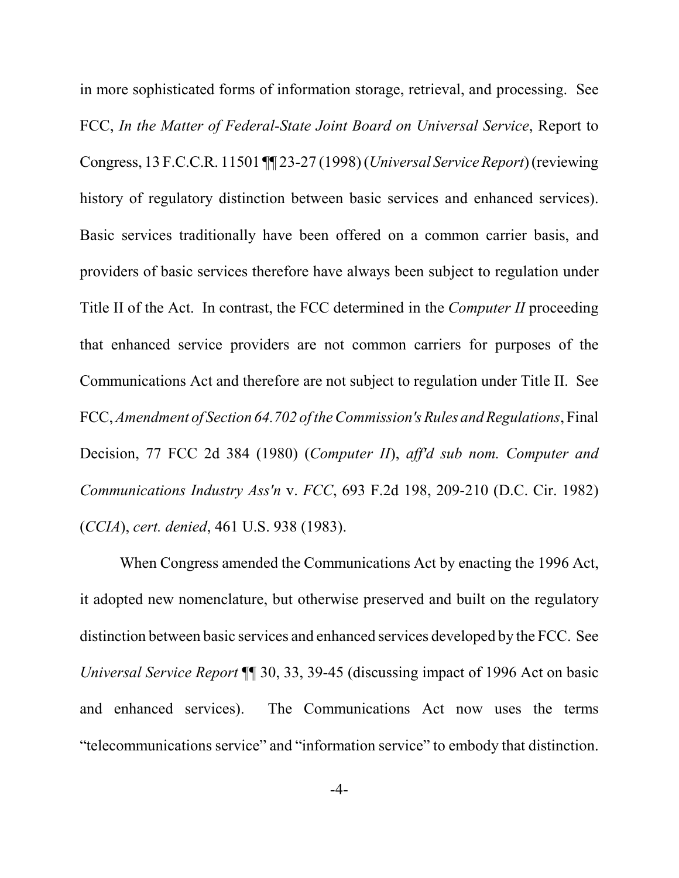in more sophisticated forms of information storage, retrieval, and processing. See FCC, *In the Matter of Federal-State Joint Board on Universal Service*, Report to Congress, 13 F.C.C.R. 11501 ¶¶ 23-27 (1998) (*Universal Service Report*) (reviewing history of regulatory distinction between basic services and enhanced services). Basic services traditionally have been offered on a common carrier basis, and providers of basic services therefore have always been subject to regulation under Title II of the Act. In contrast, the FCC determined in the *Computer II* proceeding that enhanced service providers are not common carriers for purposes of the Communications Act and therefore are not subject to regulation under Title II. See FCC, *Amendment of Section 64.702 of the Commission's Rules and Regulations*, Final Decision, 77 FCC 2d 384 (1980) (*Computer II*), *aff'd sub nom. Computer and Communications Industry Ass'n* v. *FCC*, 693 F.2d 198, 209-210 (D.C. Cir. 1982) (*CCIA*), *cert. denied*, 461 U.S. 938 (1983).

When Congress amended the Communications Act by enacting the 1996 Act, it adopted new nomenclature, but otherwise preserved and built on the regulatory distinction between basic services and enhanced services developed by the FCC. See *Universal Service Report* ¶¶ 30, 33, 39-45 (discussing impact of 1996 Act on basic and enhanced services). The Communications Act now uses the terms "telecommunications service" and "information service" to embody that distinction.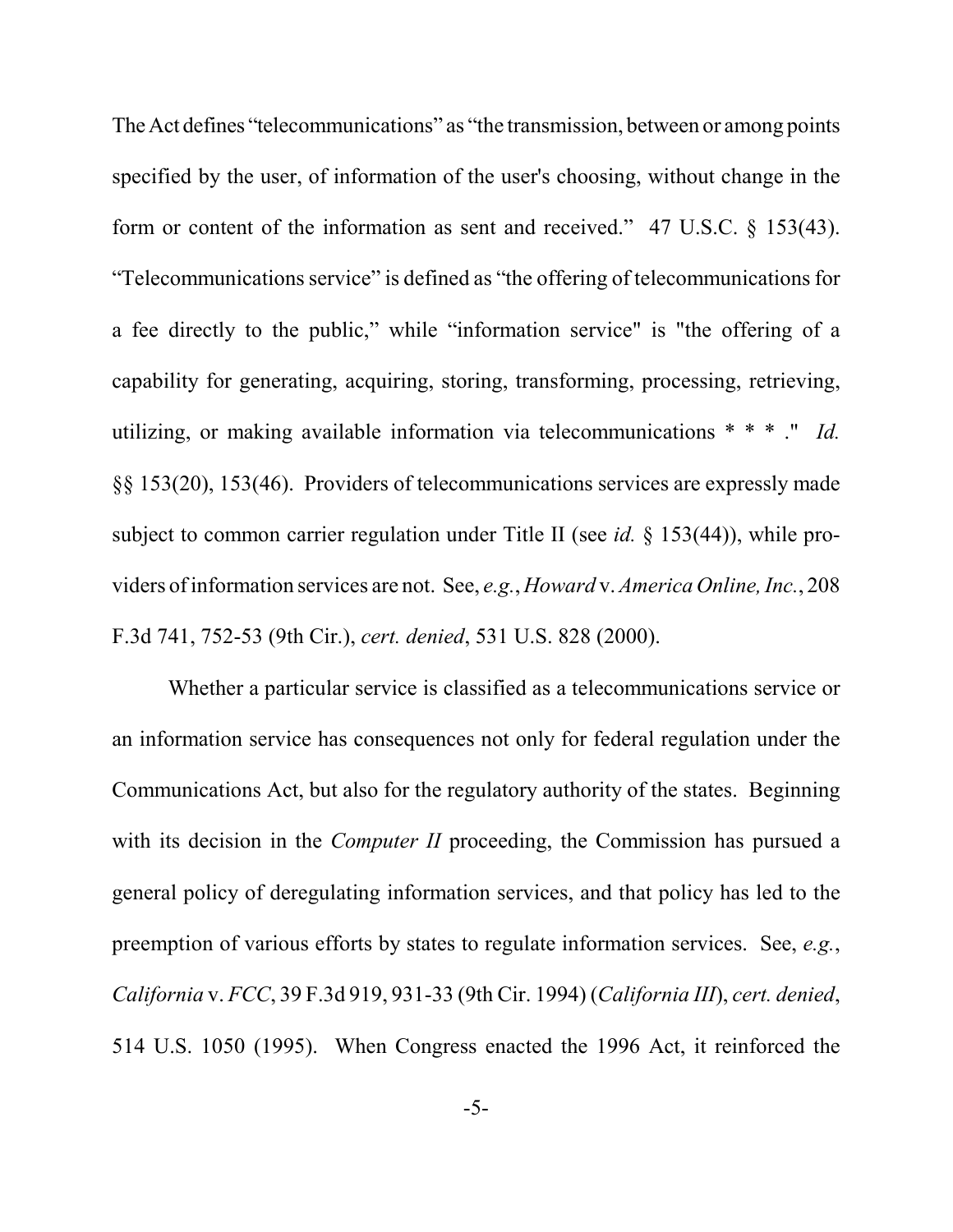The Act defines "telecommunications" as "the transmission, between or among points specified by the user, of information of the user's choosing, without change in the form or content of the information as sent and received." 47 U.S.C. § 153(43). "Telecommunications service" is defined as "the offering of telecommunications for a fee directly to the public," while "information service" is "the offering of a capability for generating, acquiring, storing, transforming, processing, retrieving, utilizing, or making available information via telecommunications * * * ." *Id.* §§ 153(20), 153(46). Providers of telecommunications services are expressly made subject to common carrier regulation under Title II (see *id.* § 153(44)), while providers of information services are not. See, *e.g.*, *Howard* v. *America Online, Inc.*, 208 F.3d 741, 752-53 (9th Cir.), *cert. denied*, 531 U.S. 828 (2000).

Whether a particular service is classified as a telecommunications service or an information service has consequences not only for federal regulation under the Communications Act, but also for the regulatory authority of the states. Beginning with its decision in the *Computer II* proceeding, the Commission has pursued a general policy of deregulating information services, and that policy has led to the preemption of various efforts by states to regulate information services. See, *e.g.*, *California* v. *FCC*, 39 F.3d 919, 931-33 (9th Cir. 1994) (*California III*), *cert. denied*, 514 U.S. 1050 (1995). When Congress enacted the 1996 Act, it reinforced the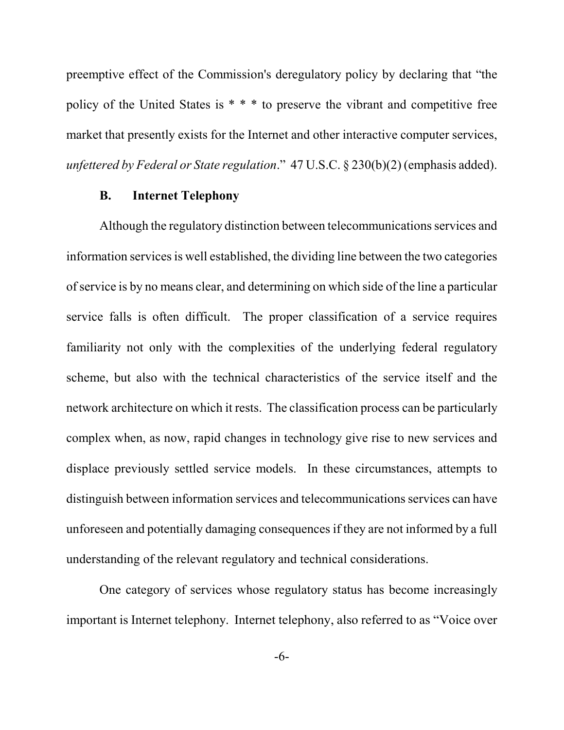preemptive effect of the Commission's deregulatory policy by declaring that "the policy of the United States is * * * to preserve the vibrant and competitive free market that presently exists for the Internet and other interactive computer services, *unfettered by Federal or State regulation*." 47 U.S.C. § 230(b)(2) (emphasis added).

### B. Internet Telephony

Although the regulatory distinction between telecommunications services and information services is well established, the dividing line between the two categories of service is by no means clear, and determining on which side of the line a particular service falls is often difficult. The proper classification of a service requires familiarity not only with the complexities of the underlying federal regulatory scheme, but also with the technical characteristics of the service itself and the network architecture on which it rests. The classification process can be particularly complex when, as now, rapid changes in technology give rise to new services and displace previously settled service models. In these circumstances, attempts to distinguish between information services and telecommunications services can have unforeseen and potentially damaging consequences if they are not informed by a full understanding of the relevant regulatory and technical considerations.

One category of services whose regulatory status has become increasingly important is Internet telephony. Internet telephony, also referred to as "Voice over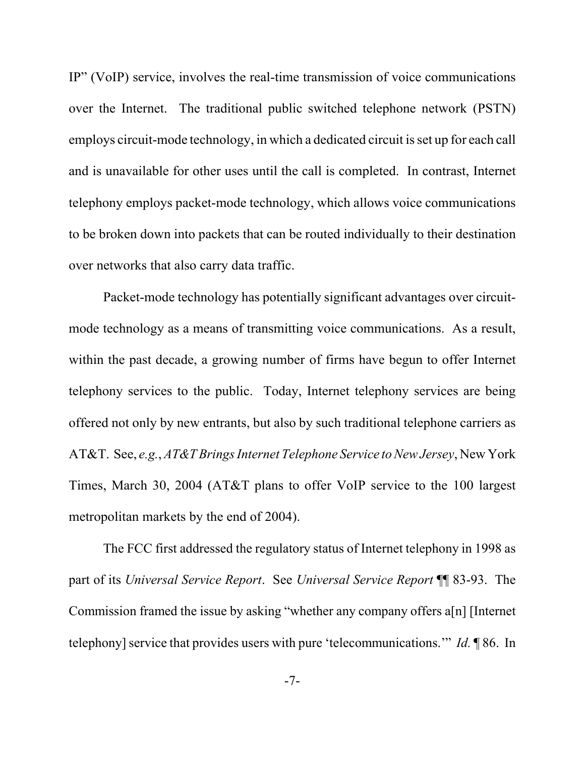IP" (VoIP) service, involves the real-time transmission of voice communications over the Internet. The traditional public switched telephone network (PSTN) employs circuit-mode technology, in which a dedicated circuit is set up for each call and is unavailable for other uses until the call is completed. In contrast, Internet telephony employs packet-mode technology, which allows voice communications to be broken down into packets that can be routed individually to their destination over networks that also carry data traffic.

Packet-mode technology has potentially significant advantages over circuit-mode technology as a means of transmitting voice communications. As a result, within the past decade, a growing number of firms have begun to offer Internet telephony services to the public. Today, Internet telephony services are being offered not only by new entrants, but also by such traditional telephone carriers as AT&T. See, *e.g.*, *AT&T Brings Internet Telephone Service to New Jersey*, New York Times, March 30, 2004 (AT&T plans to offer VoIP service to the 100 largest metropolitan markets by the end of 2004).

The FCC first addressed the regulatory status of Internet telephony in 1998 as part of its *Universal Service Report*. See *Universal Service Report* ¶¶ 83-93. The Commission framed the issue by asking "whether any company offers a[n] [Internet telephony] service that provides users with pure 'telecommunications.'" *Id.* ¶ 86. In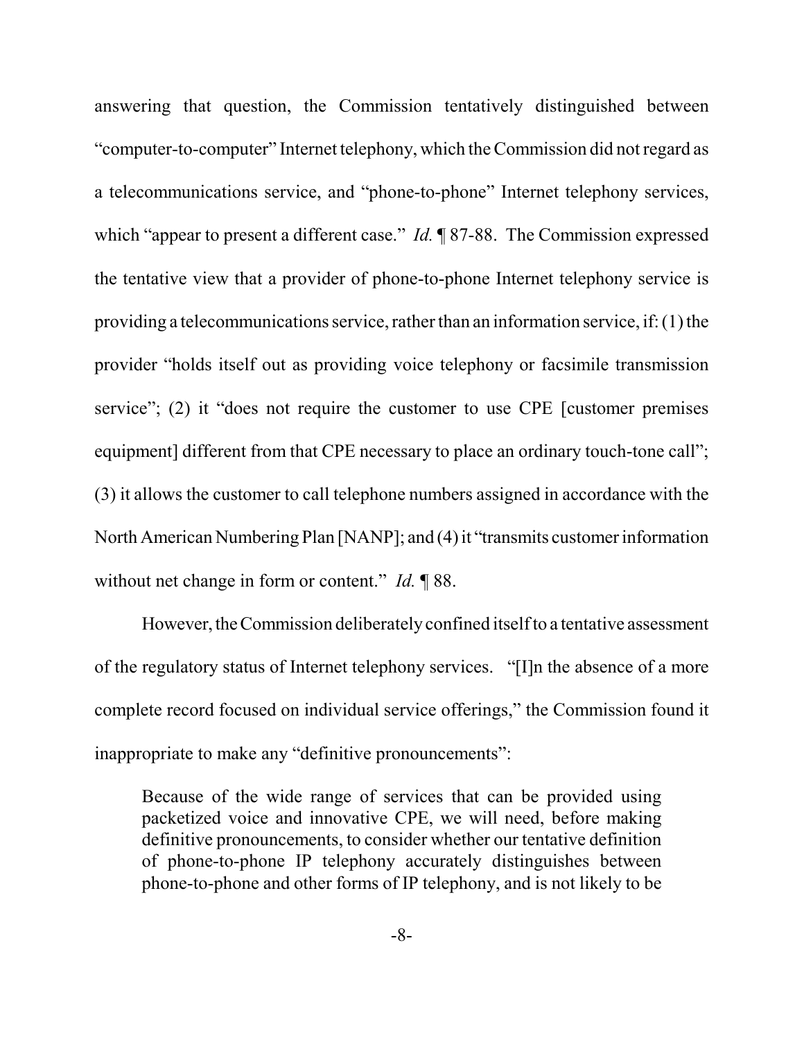answering that question, the Commission tentatively distinguished between "computer-to-computer" Internet telephony, which the Commission did not regard as a telecommunications service, and "phone-to-phone" Internet telephony services, which "appear to present a different case." *Id.* ¶ 87-88. The Commission expressed the tentative view that a provider of phone-to-phone Internet telephony service is providing a telecommunications service, rather than an information service, if: (1) the provider "holds itself out as providing voice telephony or facsimile transmission service"; (2) it "does not require the customer to use CPE [customer premises equipment] different from that CPE necessary to place an ordinary touch-tone call"; (3) it allows the customer to call telephone numbers assigned in accordance with the North American Numbering Plan [NANP]; and (4) it "transmits customer information without net change in form or content." *Id.* ¶ 88.

However, the Commission deliberately confined itself to a tentative assessment of the regulatory status of Internet telephony services. "[I]n the absence of a more complete record focused on individual service offerings," the Commission found it inappropriate to make any "definitive pronouncements":

> Because of the wide range of services that can be provided using packetized voice and innovative CPE, we will need, before making definitive pronouncements, to consider whether our tentative definition of phone-to-phone IP telephony accurately distinguishes between phone-to-phone and other forms of IP telephony, and is not likely to be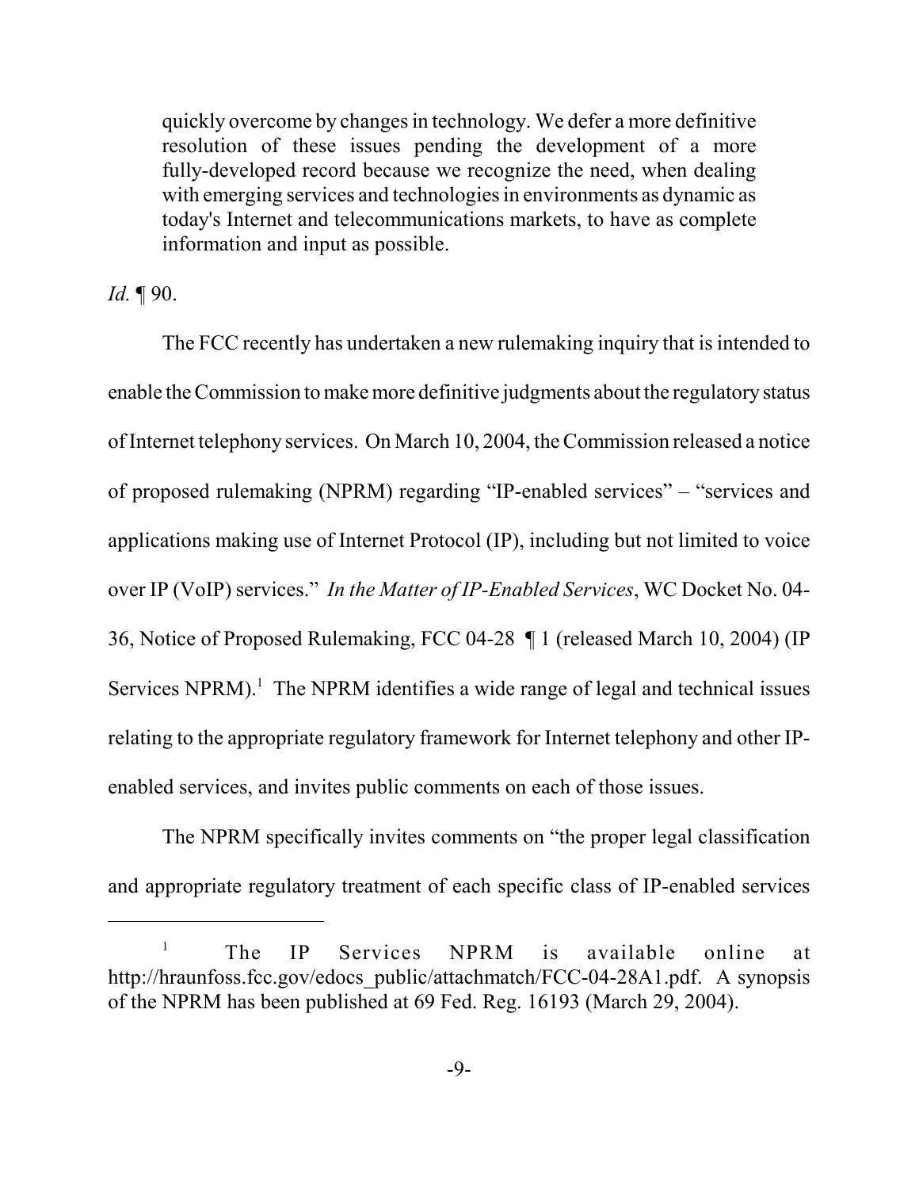> quickly overcome by changes in technology. We defer a more definitive resolution of these issues pending the development of a more fully-developed record because we recognize the need, when dealing with emerging services and technologies in environments as dynamic as today's Internet and telecommunications markets, to have as complete information and input as possible.

*Id.* ¶ 90.

The FCC recently has undertaken a new rulemaking inquiry that is intended to enable the Commission to make more definitive judgments about the regulatory status of Internet telephony services. On March 10, 2004, the Commission released a notice of proposed rulemaking (NPRM) regarding "IP-enabled services" – "services and applications making use of Internet Protocol (IP), including but not limited to voice over IP (VoIP) services." *In the Matter of IP-Enabled Services*, WC Docket No. 04-36, Notice of Proposed Rulemaking, FCC 04-28 ¶ 1 (released March 10, 2004) (IP Services NPRM).[1] The NPRM identifies a wide range of legal and technical issues relating to the appropriate regulatory framework for Internet telephony and other IP-enabled services, and invites public comments on each of those issues.

The NPRM specifically invites comments on "the proper legal classification and appropriate regulatory treatment of each specific class of IP-enabled services

---

[1] The IP Services NPRM is available online at http://hraunfoss.fcc.gov/edocs_public/attachmatch/FCC-04-28A1.pdf. A synopsis of the NPRM has been published at 69 Fed. Reg. 16193 (March 29, 2004).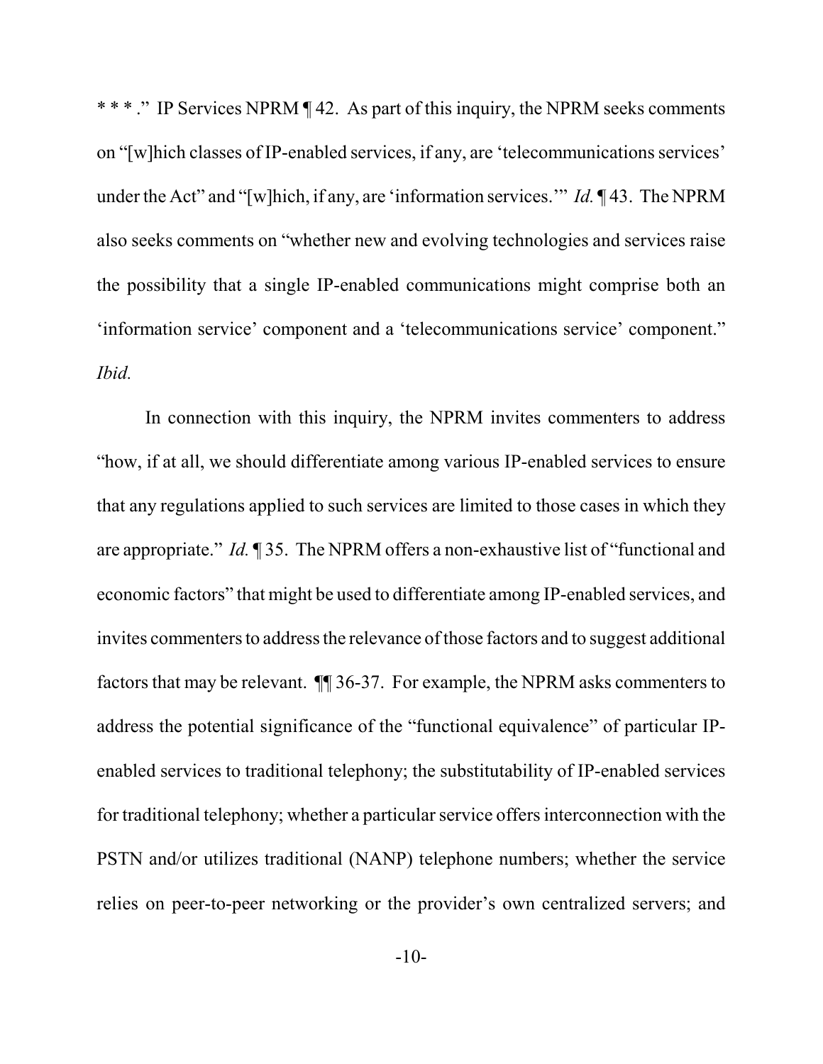* * * ." IP Services NPRM ¶ 42. As part of this inquiry, the NPRM seeks comments on "[w]hich classes of IP-enabled services, if any, are 'telecommunications services' under the Act" and "[w]hich, if any, are 'information services.'" *Id.* ¶ 43. The NPRM also seeks comments on "whether new and evolving technologies and services raise the possibility that a single IP-enabled communications might comprise both an 'information service' component and a 'telecommunications service' component." *Ibid.*

In connection with this inquiry, the NPRM invites commenters to address "how, if at all, we should differentiate among various IP-enabled services to ensure that any regulations applied to such services are limited to those cases in which they are appropriate." *Id.* ¶ 35. The NPRM offers a non-exhaustive list of "functional and economic factors" that might be used to differentiate among IP-enabled services, and invites commenters to address the relevance of those factors and to suggest additional factors that may be relevant. ¶¶ 36-37. For example, the NPRM asks commenters to address the potential significance of the "functional equivalence" of particular IP-enabled services to traditional telephony; the substitutability of IP-enabled services for traditional telephony; whether a particular service offers interconnection with the PSTN and/or utilizes traditional (NANP) telephone numbers; whether the service relies on peer-to-peer networking or the provider's own centralized servers; and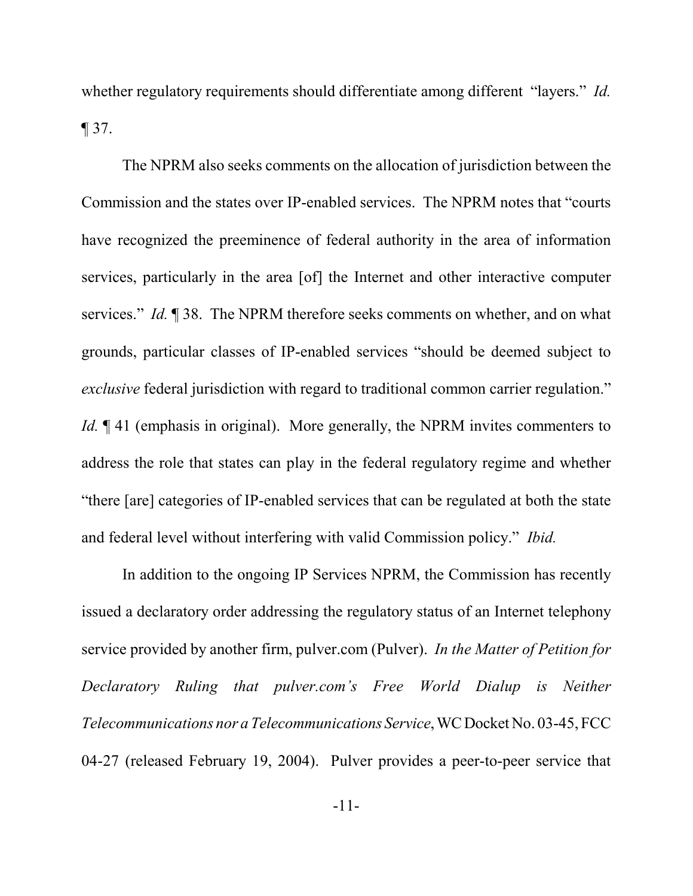whether regulatory requirements should differentiate among different "layers." *Id.* ¶ 37.

The NPRM also seeks comments on the allocation of jurisdiction between the Commission and the states over IP-enabled services. The NPRM notes that "courts have recognized the preeminence of federal authority in the area of information services, particularly in the area [of] the Internet and other interactive computer services." *Id.* ¶ 38. The NPRM therefore seeks comments on whether, and on what grounds, particular classes of IP-enabled services "should be deemed subject to *exclusive* federal jurisdiction with regard to traditional common carrier regulation." *Id.* ¶ 41 (emphasis in original). More generally, the NPRM invites commenters to address the role that states can play in the federal regulatory regime and whether "there [are] categories of IP-enabled services that can be regulated at both the state and federal level without interfering with valid Commission policy." *Ibid.*

In addition to the ongoing IP Services NPRM, the Commission has recently issued a declaratory order addressing the regulatory status of an Internet telephony service provided by another firm, pulver.com (Pulver). *In the Matter of Petition for Declaratory Ruling that pulver.com's Free World Dialup is Neither Telecommunications nor a Telecommunications Service*, WC Docket No. 03-45, FCC 04-27 (released February 19, 2004). Pulver provides a peer-to-peer service that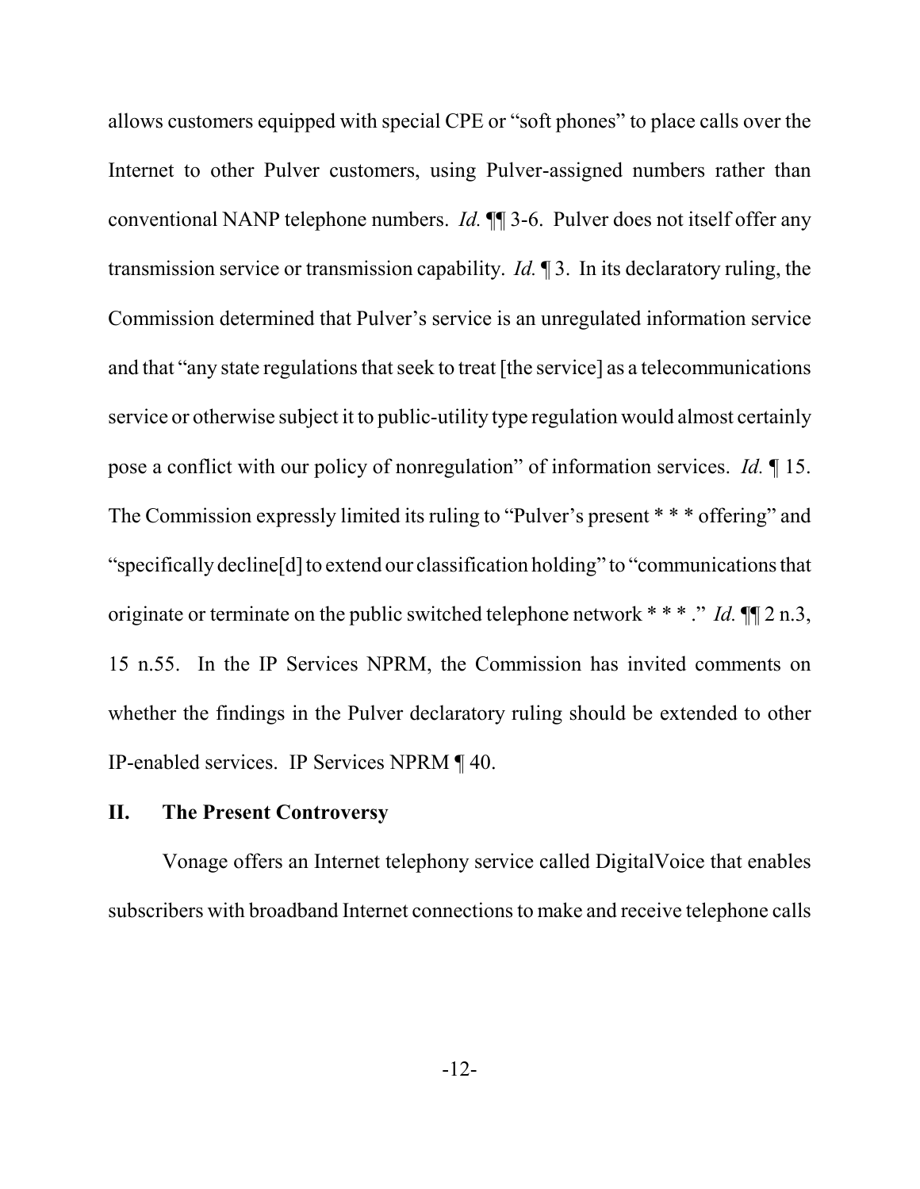allows customers equipped with special CPE or "soft phones" to place calls over the Internet to other Pulver customers, using Pulver-assigned numbers rather than conventional NANP telephone numbers. *Id.* ¶¶ 3-6. Pulver does not itself offer any transmission service or transmission capability. *Id.* ¶ 3. In its declaratory ruling, the Commission determined that Pulver's service is an unregulated information service and that "any state regulations that seek to treat [the service] as a telecommunications service or otherwise subject it to public-utility type regulation would almost certainly pose a conflict with our policy of nonregulation" of information services. *Id.* ¶ 15. The Commission expressly limited its ruling to "Pulver's present * * * offering" and "specifically decline[d] to extend our classification holding" to "communications that originate or terminate on the public switched telephone network * * * ." *Id.* ¶¶ 2 n.3, 15 n.55. In the IP Services NPRM, the Commission has invited comments on whether the findings in the Pulver declaratory ruling should be extended to other IP-enabled services. IP Services NPRM ¶ 40.

## II. The Present Controversy

Vonage offers an Internet telephony service called DigitalVoice that enables subscribers with broadband Internet connections to make and receive telephone calls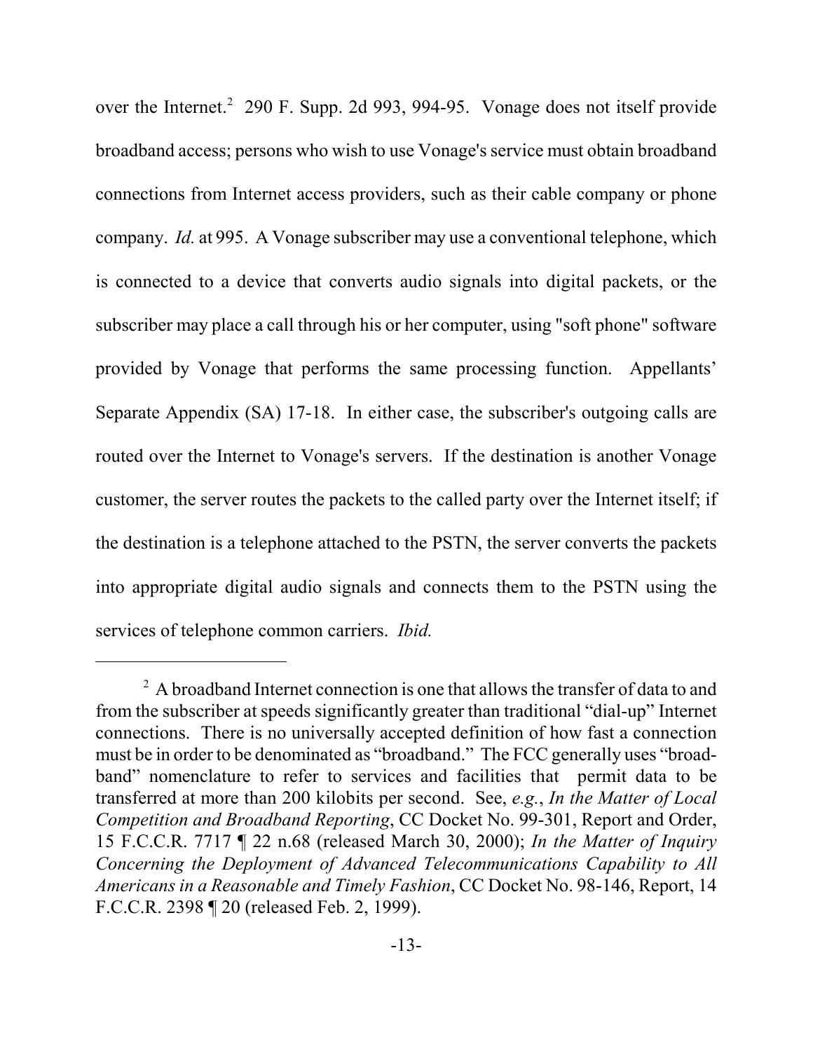over the Internet.[2] 290 F. Supp. 2d 993, 994-95. Vonage does not itself provide broadband access; persons who wish to use Vonage's service must obtain broadband connections from Internet access providers, such as their cable company or phone company. *Id.* at 995. A Vonage subscriber may use a conventional telephone, which is connected to a device that converts audio signals into digital packets, or the subscriber may place a call through his or her computer, using "soft phone" software provided by Vonage that performs the same processing function. Appellants' Separate Appendix (SA) 17-18. In either case, the subscriber's outgoing calls are routed over the Internet to Vonage's servers. If the destination is another Vonage customer, the server routes the packets to the called party over the Internet itself; if the destination is a telephone attached to the PSTN, the server converts the packets into appropriate digital audio signals and connects them to the PSTN using the services of telephone common carriers. *Ibid.*

---

[2] A broadband Internet connection is one that allows the transfer of data to and from the subscriber at speeds significantly greater than traditional "dial-up" Internet connections. There is no universally accepted definition of how fast a connection must be in order to be denominated as "broadband." The FCC generally uses "broadband" nomenclature to refer to services and facilities that permit data to be transferred at more than 200 kilobits per second. See, *e.g.*, *In the Matter of Local Competition and Broadband Reporting*, CC Docket No. 99-301, Report and Order, 15 F.C.C.R. 7717 ¶ 22 n.68 (released March 30, 2000); *In the Matter of Inquiry Concerning the Deployment of Advanced Telecommunications Capability to All Americans in a Reasonable and Timely Fashion*, CC Docket No. 98-146, Report, 14 F.C.C.R. 2398 ¶ 20 (released Feb. 2, 1999).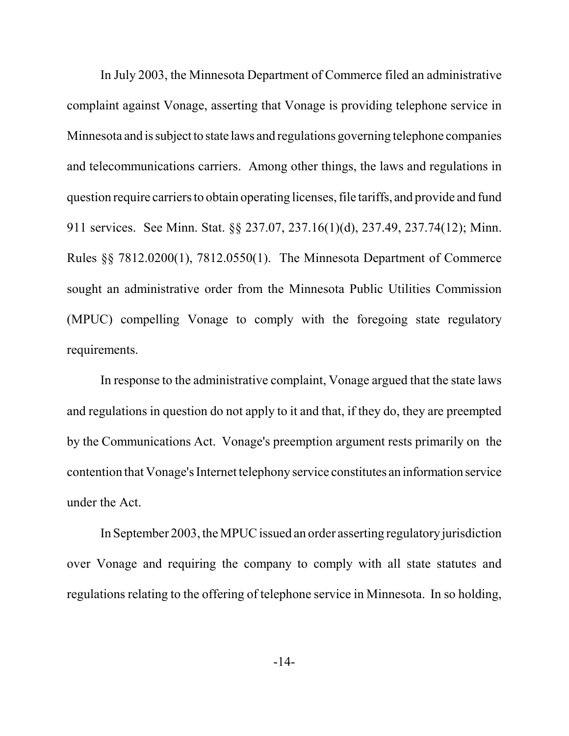In July 2003, the Minnesota Department of Commerce filed an administrative complaint against Vonage, asserting that Vonage is providing telephone service in Minnesota and is subject to state laws and regulations governing telephone companies and telecommunications carriers. Among other things, the laws and regulations in question require carriers to obtain operating licenses, file tariffs, and provide and fund 911 services. See Minn. Stat. §§ 237.07, 237.16(1)(d), 237.49, 237.74(12); Minn. Rules §§ 7812.0200(1), 7812.0550(1). The Minnesota Department of Commerce sought an administrative order from the Minnesota Public Utilities Commission (MPUC) compelling Vonage to comply with the foregoing state regulatory requirements.

In response to the administrative complaint, Vonage argued that the state laws and regulations in question do not apply to it and that, if they do, they are preempted by the Communications Act. Vonage's preemption argument rests primarily on the contention that Vonage's Internet telephony service constitutes an information service under the Act.

In September 2003, the MPUC issued an order asserting regulatory jurisdiction over Vonage and requiring the company to comply with all state statutes and regulations relating to the offering of telephone service in Minnesota. In so holding,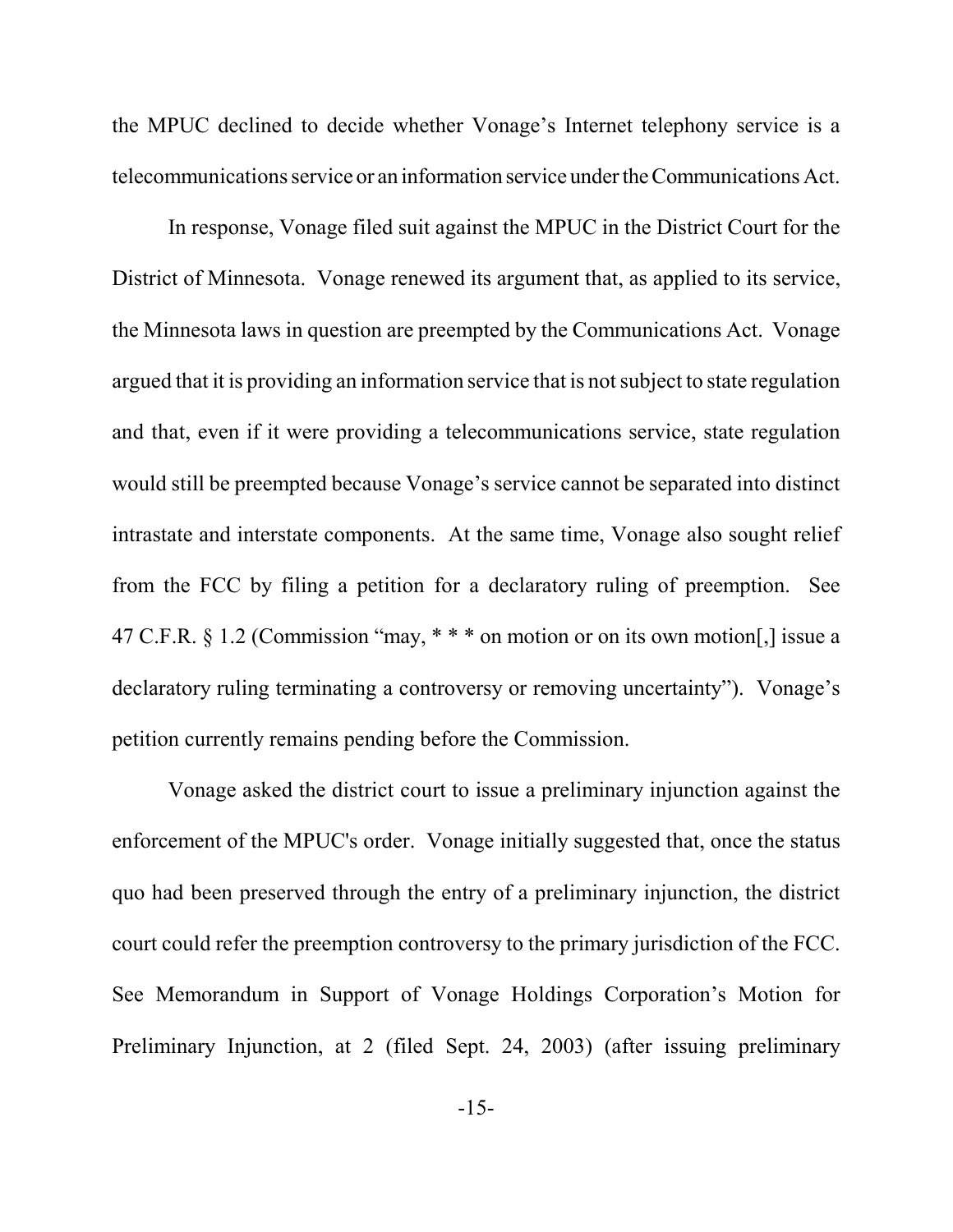the MPUC declined to decide whether Vonage's Internet telephony service is a telecommunications service or an information service under the Communications Act.

In response, Vonage filed suit against the MPUC in the District Court for the District of Minnesota. Vonage renewed its argument that, as applied to its service, the Minnesota laws in question are preempted by the Communications Act. Vonage argued that it is providing an information service that is not subject to state regulation and that, even if it were providing a telecommunications service, state regulation would still be preempted because Vonage's service cannot be separated into distinct intrastate and interstate components. At the same time, Vonage also sought relief from the FCC by filing a petition for a declaratory ruling of preemption. See 47 C.F.R. § 1.2 (Commission "may, * * * on motion or on its own motion[,] issue a declaratory ruling terminating a controversy or removing uncertainty"). Vonage's petition currently remains pending before the Commission.

Vonage asked the district court to issue a preliminary injunction against the enforcement of the MPUC's order. Vonage initially suggested that, once the status quo had been preserved through the entry of a preliminary injunction, the district court could refer the preemption controversy to the primary jurisdiction of the FCC. See Memorandum in Support of Vonage Holdings Corporation's Motion for Preliminary Injunction, at 2 (filed Sept. 24, 2003) (after issuing preliminary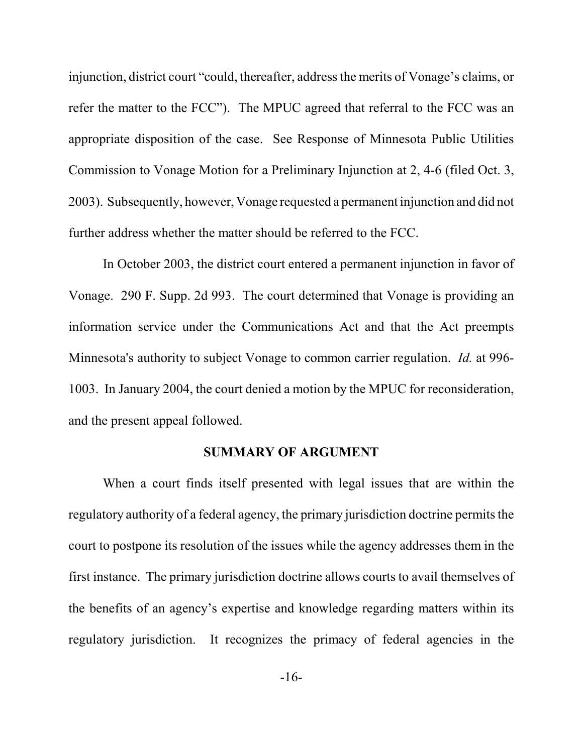injunction, district court "could, thereafter, address the merits of Vonage's claims, or refer the matter to the FCC"). The MPUC agreed that referral to the FCC was an appropriate disposition of the case. See Response of Minnesota Public Utilities Commission to Vonage Motion for a Preliminary Injunction at 2, 4-6 (filed Oct. 3, 2003). Subsequently, however, Vonage requested a permanent injunction and did not further address whether the matter should be referred to the FCC.

In October 2003, the district court entered a permanent injunction in favor of Vonage. 290 F. Supp. 2d 993. The court determined that Vonage is providing an information service under the Communications Act and that the Act preempts Minnesota's authority to subject Vonage to common carrier regulation. *Id.* at 996-1003. In January 2004, the court denied a motion by the MPUC for reconsideration, and the present appeal followed.

## SUMMARY OF ARGUMENT

When a court finds itself presented with legal issues that are within the regulatory authority of a federal agency, the primary jurisdiction doctrine permits the court to postpone its resolution of the issues while the agency addresses them in the first instance. The primary jurisdiction doctrine allows courts to avail themselves of the benefits of an agency's expertise and knowledge regarding matters within its regulatory jurisdiction. It recognizes the primacy of federal agencies in the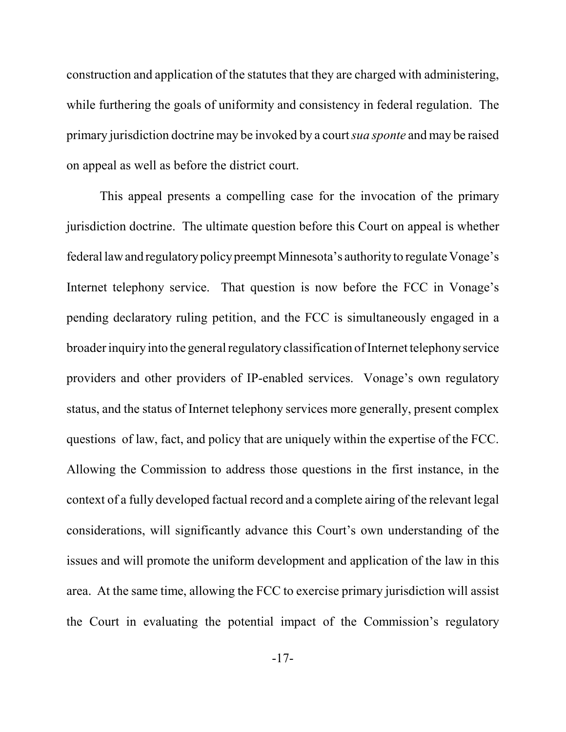construction and application of the statutes that they are charged with administering, while furthering the goals of uniformity and consistency in federal regulation. The primary jurisdiction doctrine may be invoked by a court *sua sponte* and may be raised on appeal as well as before the district court.

This appeal presents a compelling case for the invocation of the primary jurisdiction doctrine. The ultimate question before this Court on appeal is whether federal law and regulatory policy preempt Minnesota's authority to regulate Vonage's Internet telephony service. That question is now before the FCC in Vonage's pending declaratory ruling petition, and the FCC is simultaneously engaged in a broader inquiry into the general regulatory classification of Internet telephony service providers and other providers of IP-enabled services. Vonage's own regulatory status, and the status of Internet telephony services more generally, present complex questions of law, fact, and policy that are uniquely within the expertise of the FCC. Allowing the Commission to address those questions in the first instance, in the context of a fully developed factual record and a complete airing of the relevant legal considerations, will significantly advance this Court's own understanding of the issues and will promote the uniform development and application of the law in this area. At the same time, allowing the FCC to exercise primary jurisdiction will assist the Court in evaluating the potential impact of the Commission's regulatory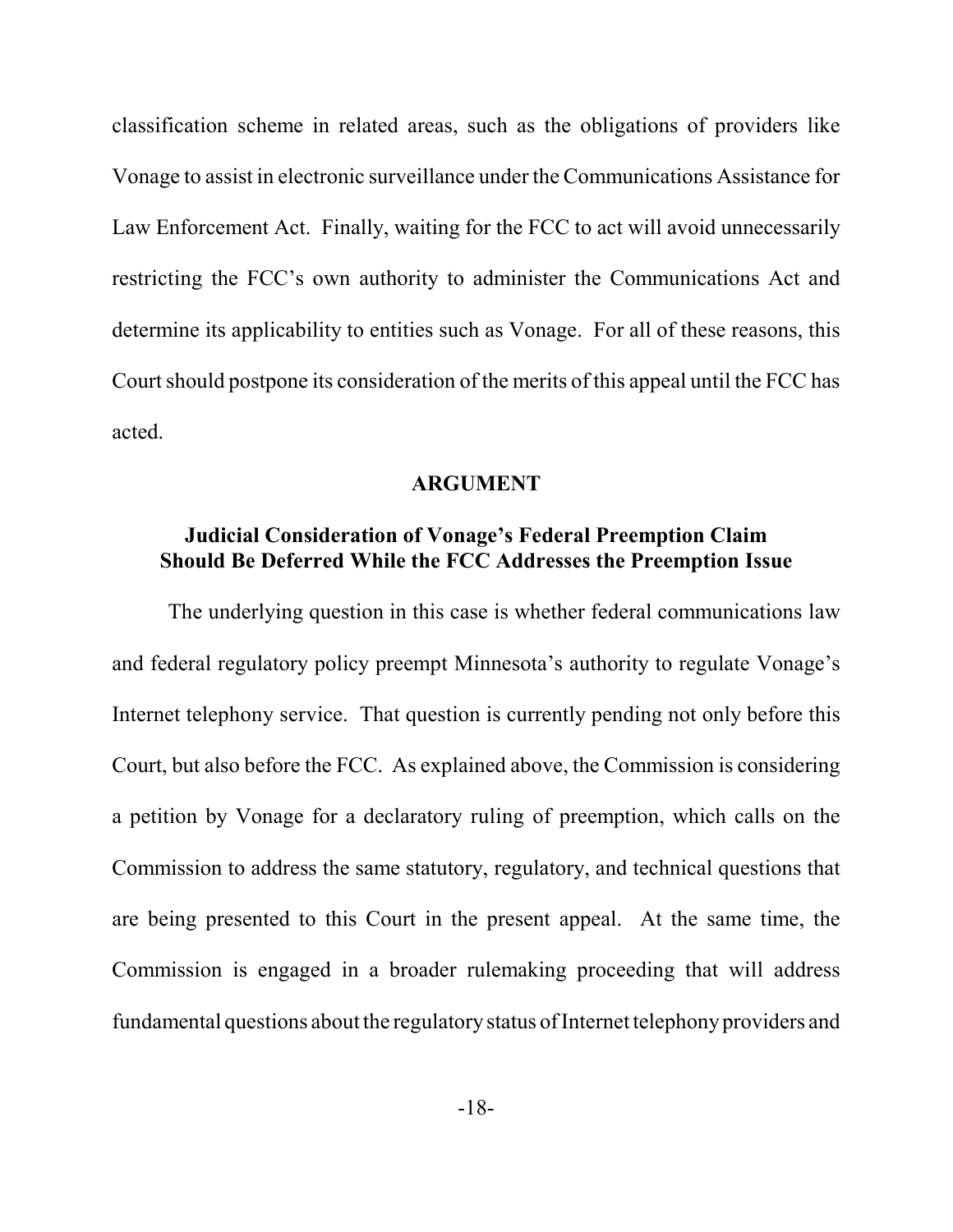classification scheme in related areas, such as the obligations of providers like Vonage to assist in electronic surveillance under the Communications Assistance for Law Enforcement Act. Finally, waiting for the FCC to act will avoid unnecessarily restricting the FCC's own authority to administer the Communications Act and determine its applicability to entities such as Vonage. For all of these reasons, this Court should postpone its consideration of the merits of this appeal until the FCC has acted.

## ARGUMENT

### Judicial Consideration of Vonage's Federal Preemption Claim Should Be Deferred While the FCC Addresses the Preemption Issue

The underlying question in this case is whether federal communications law and federal regulatory policy preempt Minnesota's authority to regulate Vonage's Internet telephony service. That question is currently pending not only before this Court, but also before the FCC. As explained above, the Commission is considering a petition by Vonage for a declaratory ruling of preemption, which calls on the Commission to address the same statutory, regulatory, and technical questions that are being presented to this Court in the present appeal. At the same time, the Commission is engaged in a broader rulemaking proceeding that will address fundamental questions about the regulatory status of Internet telephony providers and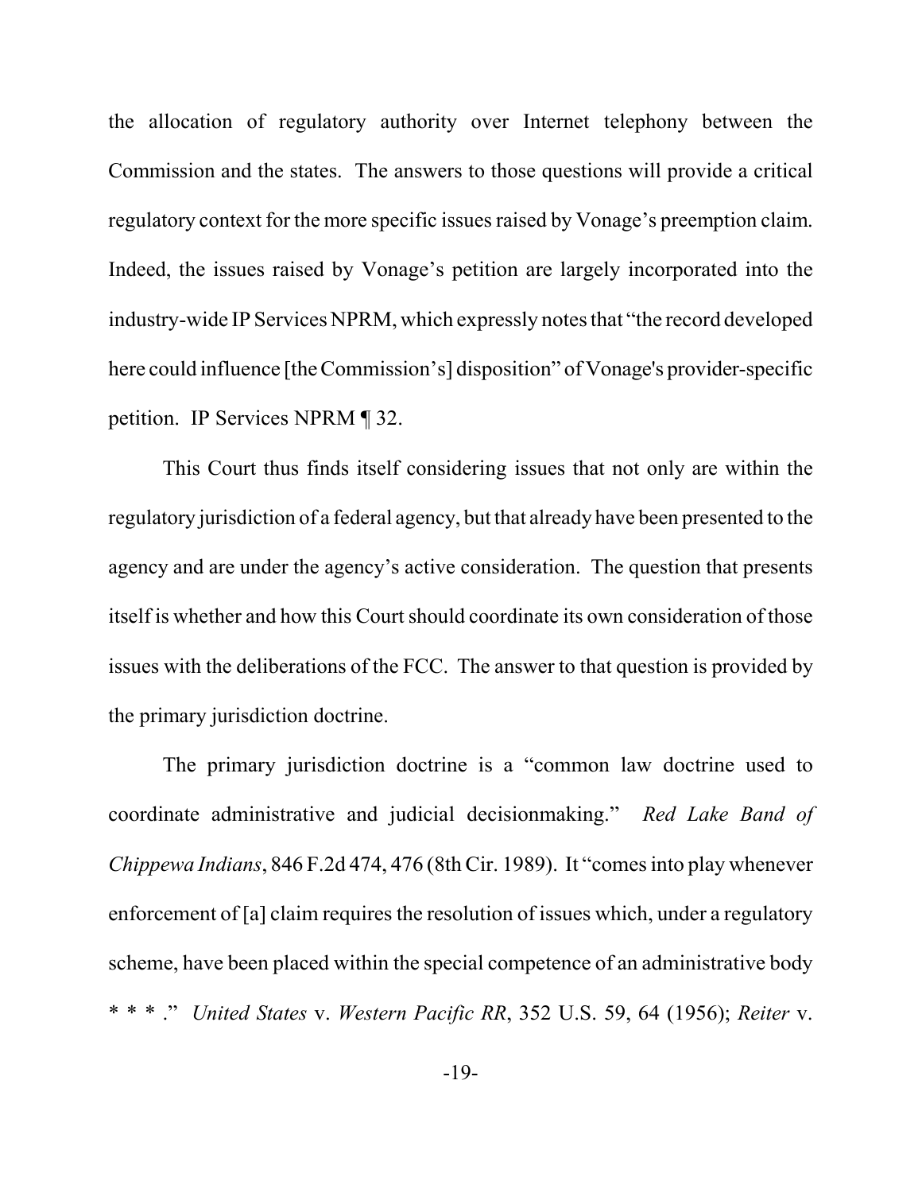the allocation of regulatory authority over Internet telephony between the Commission and the states. The answers to those questions will provide a critical regulatory context for the more specific issues raised by Vonage's preemption claim. Indeed, the issues raised by Vonage's petition are largely incorporated into the industry-wide IP Services NPRM, which expressly notes that "the record developed here could influence [the Commission's] disposition" of Vonage's provider-specific petition. IP Services NPRM ¶ 32.

This Court thus finds itself considering issues that not only are within the regulatory jurisdiction of a federal agency, but that already have been presented to the agency and are under the agency's active consideration. The question that presents itself is whether and how this Court should coordinate its own consideration of those issues with the deliberations of the FCC. The answer to that question is provided by the primary jurisdiction doctrine.

The primary jurisdiction doctrine is a "common law doctrine used to coordinate administrative and judicial decisionmaking." *Red Lake Band of Chippewa Indians*, 846 F.2d 474, 476 (8th Cir. 1989). It "comes into play whenever enforcement of [a] claim requires the resolution of issues which, under a regulatory scheme, have been placed within the special competence of an administrative body * * * ." *United States* v. *Western Pacific RR*, 352 U.S. 59, 64 (1956); *Reiter* v.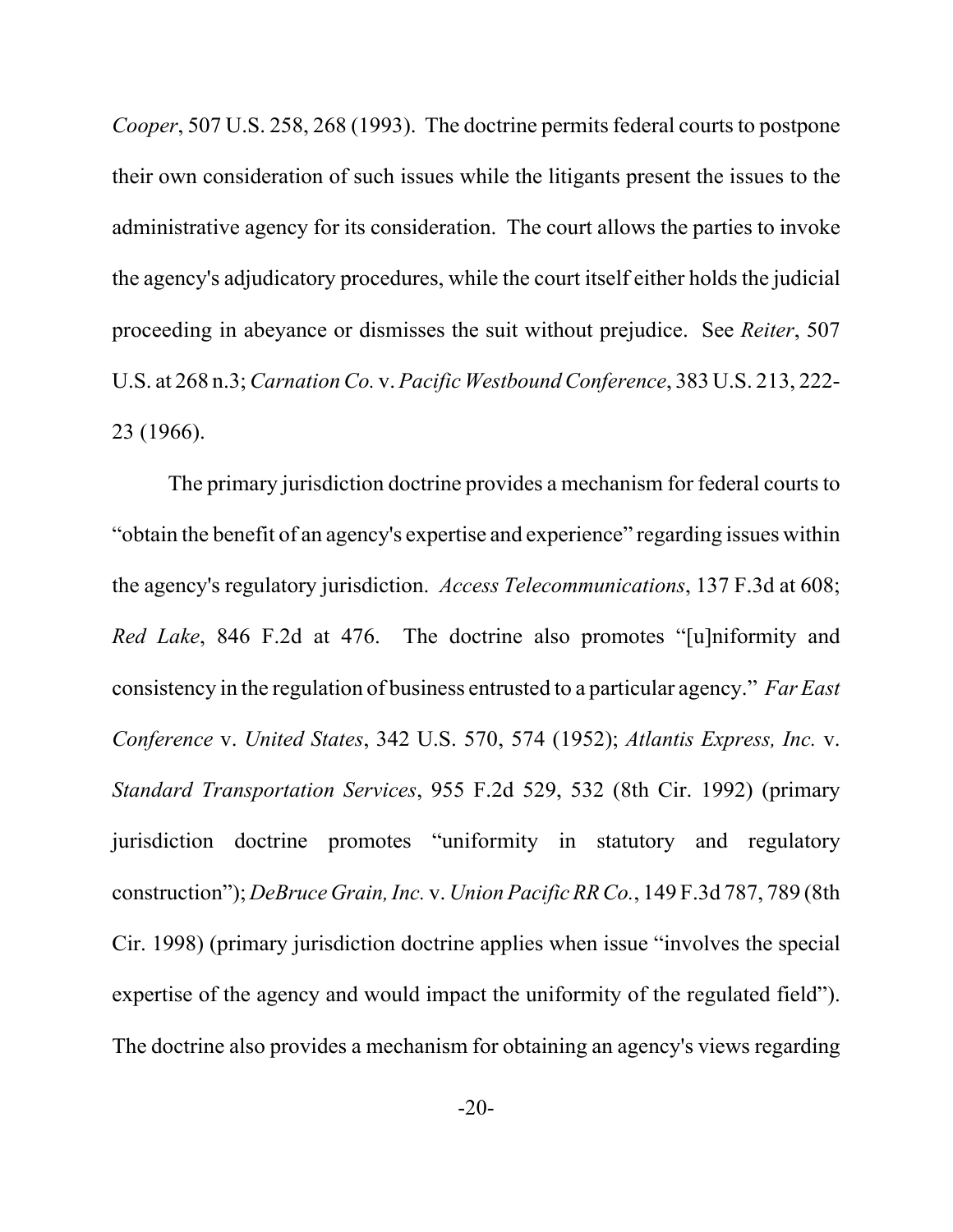*Cooper*, 507 U.S. 258, 268 (1993). The doctrine permits federal courts to postpone their own consideration of such issues while the litigants present the issues to the administrative agency for its consideration. The court allows the parties to invoke the agency's adjudicatory procedures, while the court itself either holds the judicial proceeding in abeyance or dismisses the suit without prejudice. See *Reiter*, 507 U.S. at 268 n.3; *Carnation Co.* v. *Pacific Westbound Conference*, 383 U.S. 213, 222-23 (1966).

The primary jurisdiction doctrine provides a mechanism for federal courts to "obtain the benefit of an agency's expertise and experience" regarding issues within the agency's regulatory jurisdiction. *Access Telecommunications*, 137 F.3d at 608; *Red Lake*, 846 F.2d at 476. The doctrine also promotes "[u]niformity and consistency in the regulation of business entrusted to a particular agency." *Far East Conference* v. *United States*, 342 U.S. 570, 574 (1952); *Atlantis Express, Inc.* v. *Standard Transportation Services*, 955 F.2d 529, 532 (8th Cir. 1992) (primary jurisdiction doctrine promotes "uniformity in statutory and regulatory construction"); *DeBruce Grain, Inc.* v. *Union Pacific RR Co.*, 149 F.3d 787, 789 (8th Cir. 1998) (primary jurisdiction doctrine applies when issue "involves the special expertise of the agency and would impact the uniformity of the regulated field"). The doctrine also provides a mechanism for obtaining an agency's views regarding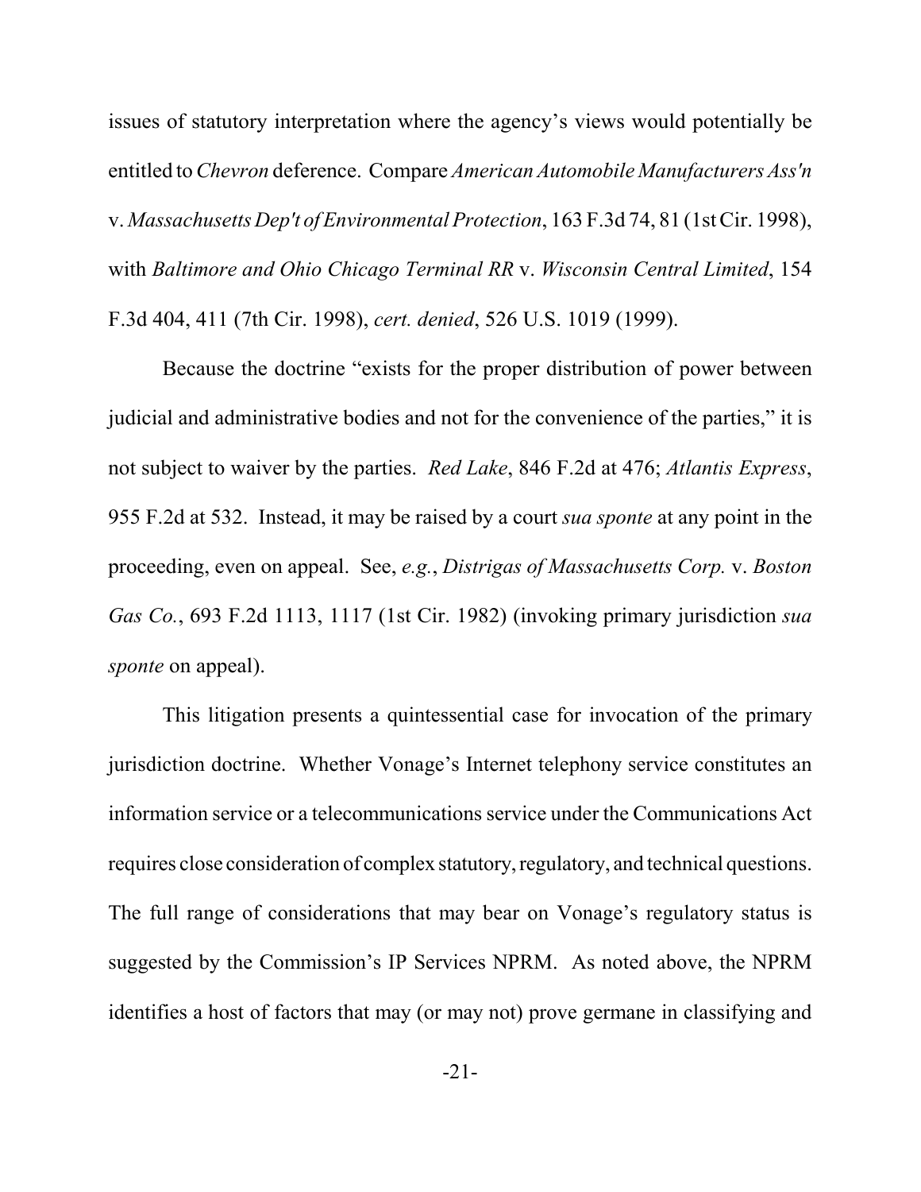issues of statutory interpretation where the agency's views would potentially be entitled to *Chevron* deference. Compare *American Automobile Manufacturers Ass'n* v. *Massachusetts Dep't of Environmental Protection*, 163 F.3d 74, 81 (1st Cir. 1998), with *Baltimore and Ohio Chicago Terminal RR* v. *Wisconsin Central Limited*, 154 F.3d 404, 411 (7th Cir. 1998), *cert. denied*, 526 U.S. 1019 (1999).

Because the doctrine "exists for the proper distribution of power between judicial and administrative bodies and not for the convenience of the parties," it is not subject to waiver by the parties. *Red Lake*, 846 F.2d at 476; *Atlantis Express*, 955 F.2d at 532. Instead, it may be raised by a court *sua sponte* at any point in the proceeding, even on appeal. See, *e.g.*, *Distrigas of Massachusetts Corp.* v. *Boston Gas Co.*, 693 F.2d 1113, 1117 (1st Cir. 1982) (invoking primary jurisdiction *sua sponte* on appeal).

This litigation presents a quintessential case for invocation of the primary jurisdiction doctrine. Whether Vonage's Internet telephony service constitutes an information service or a telecommunications service under the Communications Act requires close consideration of complex statutory, regulatory, and technical questions. The full range of considerations that may bear on Vonage's regulatory status is suggested by the Commission's IP Services NPRM. As noted above, the NPRM identifies a host of factors that may (or may not) prove germane in classifying and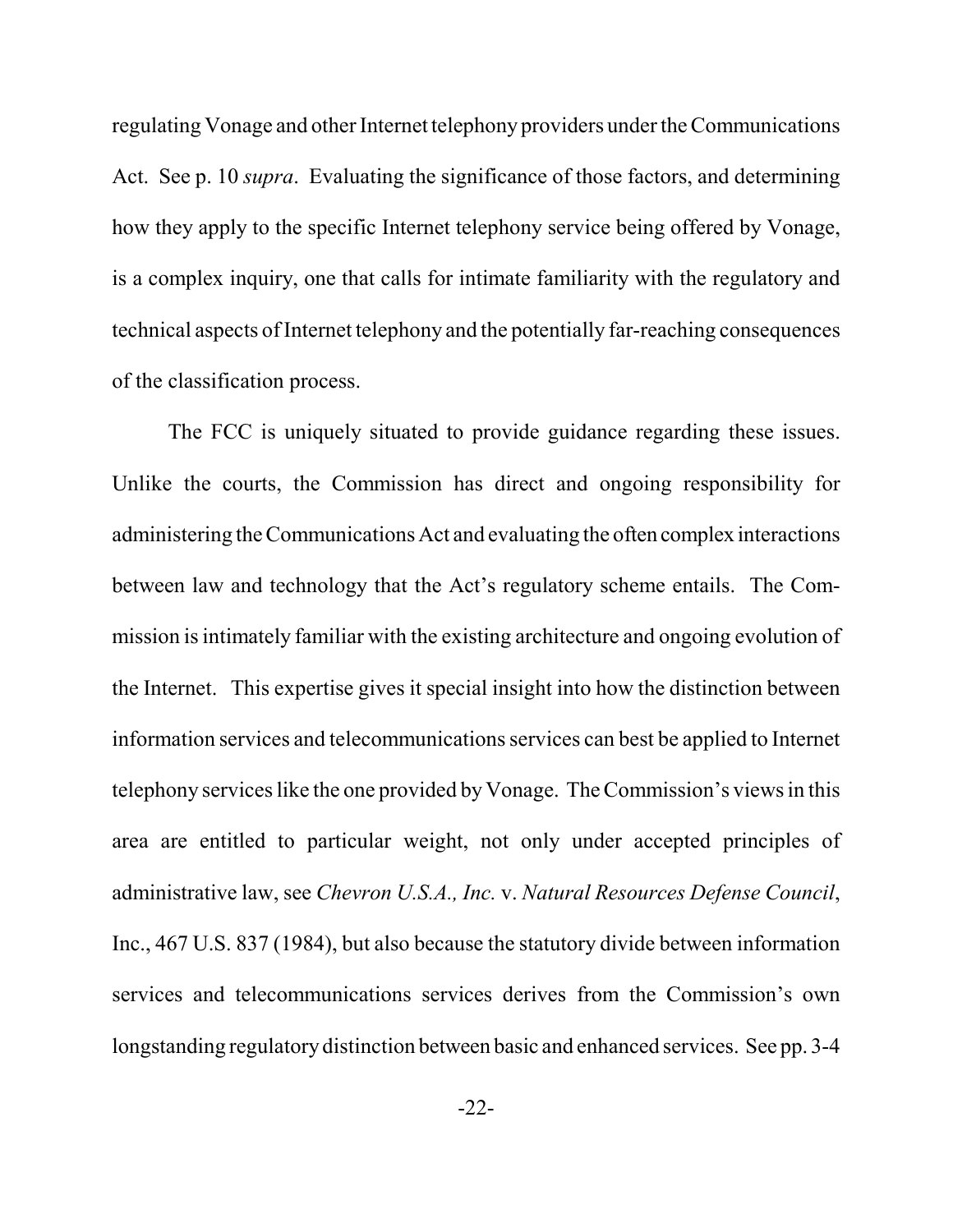regulating Vonage and other Internet telephony providers under the Communications Act. See p. 10 *supra*. Evaluating the significance of those factors, and determining how they apply to the specific Internet telephony service being offered by Vonage, is a complex inquiry, one that calls for intimate familiarity with the regulatory and technical aspects of Internet telephony and the potentially far-reaching consequences of the classification process.

The FCC is uniquely situated to provide guidance regarding these issues. Unlike the courts, the Commission has direct and ongoing responsibility for administering the Communications Act and evaluating the often complex interactions between law and technology that the Act's regulatory scheme entails. The Commission is intimately familiar with the existing architecture and ongoing evolution of the Internet. This expertise gives it special insight into how the distinction between information services and telecommunications services can best be applied to Internet telephony services like the one provided by Vonage. The Commission's views in this area are entitled to particular weight, not only under accepted principles of administrative law, see *Chevron U.S.A., Inc.* v. *Natural Resources Defense Council*, Inc., 467 U.S. 837 (1984), but also because the statutory divide between information services and telecommunications services derives from the Commission's own longstanding regulatory distinction between basic and enhanced services. See pp. 3-4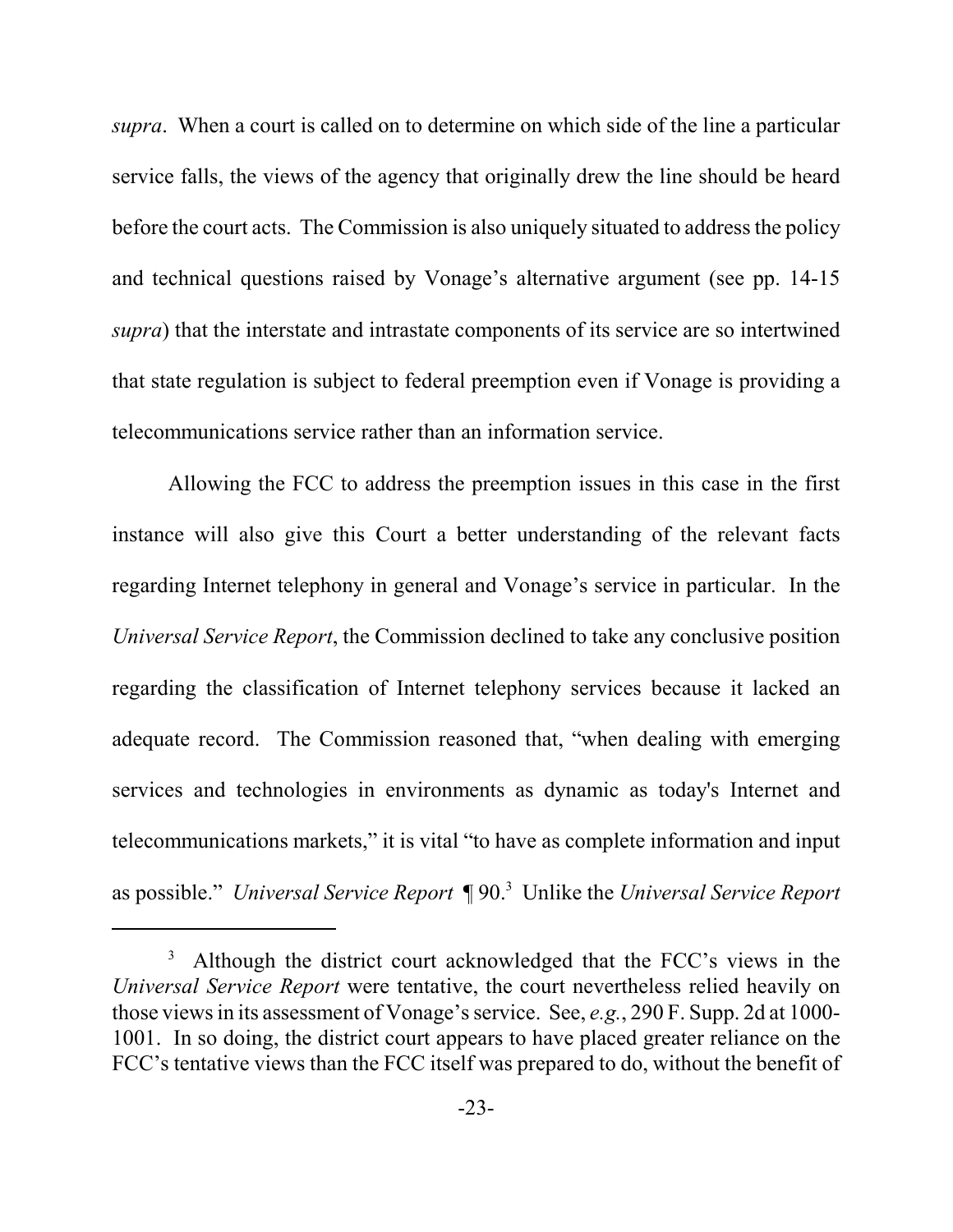*supra*. When a court is called on to determine on which side of the line a particular service falls, the views of the agency that originally drew the line should be heard before the court acts. The Commission is also uniquely situated to address the policy and technical questions raised by Vonage's alternative argument (see pp. 14-15 *supra*) that the interstate and intrastate components of its service are so intertwined that state regulation is subject to federal preemption even if Vonage is providing a telecommunications service rather than an information service.

Allowing the FCC to address the preemption issues in this case in the first instance will also give this Court a better understanding of the relevant facts regarding Internet telephony in general and Vonage's service in particular. In the *Universal Service Report*, the Commission declined to take any conclusive position regarding the classification of Internet telephony services because it lacked an adequate record. The Commission reasoned that, "when dealing with emerging services and technologies in environments as dynamic as today's Internet and telecommunications markets," it is vital "to have as complete information and input as possible." *Universal Service Report* ¶ 90.[3] Unlike the *Universal Service Report*

[3] Although the district court acknowledged that the FCC's views in the *Universal Service Report* were tentative, the court nevertheless relied heavily on those views in its assessment of Vonage's service. See, *e.g.*, 290 F. Supp. 2d at 1000-1001. In so doing, the district court appears to have placed greater reliance on the FCC's tentative views than the FCC itself was prepared to do, without the benefit of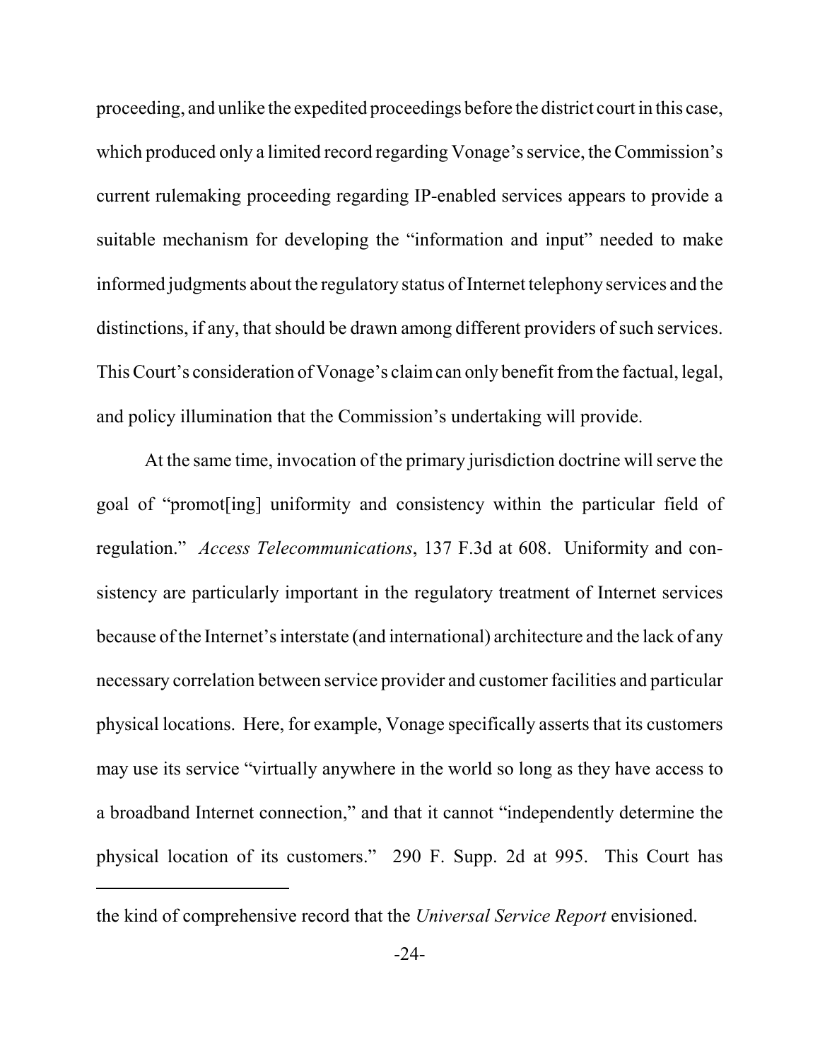proceeding, and unlike the expedited proceedings before the district court in this case, which produced only a limited record regarding Vonage's service, the Commission's current rulemaking proceeding regarding IP-enabled services appears to provide a suitable mechanism for developing the "information and input" needed to make informed judgments about the regulatory status of Internet telephony services and the distinctions, if any, that should be drawn among different providers of such services. This Court's consideration of Vonage's claim can only benefit from the factual, legal, and policy illumination that the Commission's undertaking will provide.

At the same time, invocation of the primary jurisdiction doctrine will serve the goal of "promot[ing] uniformity and consistency within the particular field of regulation." *Access Telecommunications*, 137 F.3d at 608. Uniformity and consistency are particularly important in the regulatory treatment of Internet services because of the Internet's interstate (and international) architecture and the lack of any necessary correlation between service provider and customer facilities and particular physical locations. Here, for example, Vonage specifically asserts that its customers may use its service "virtually anywhere in the world so long as they have access to a broadband Internet connection," and that it cannot "independently determine the physical location of its customers." 290 F. Supp. 2d at 995. This Court has

---

the kind of comprehensive record that the *Universal Service Report* envisioned.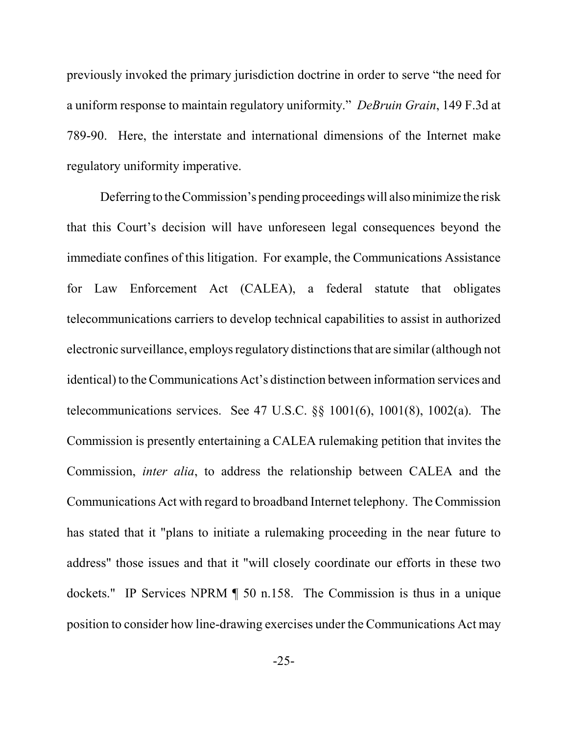previously invoked the primary jurisdiction doctrine in order to serve "the need for a uniform response to maintain regulatory uniformity." *DeBruin Grain*, 149 F.3d at 789-90. Here, the interstate and international dimensions of the Internet make regulatory uniformity imperative.

Deferring to the Commission's pending proceedings will also minimize the risk that this Court's decision will have unforeseen legal consequences beyond the immediate confines of this litigation. For example, the Communications Assistance for Law Enforcement Act (CALEA), a federal statute that obligates telecommunications carriers to develop technical capabilities to assist in authorized electronic surveillance, employs regulatory distinctions that are similar (although not identical) to the Communications Act's distinction between information services and telecommunications services. See 47 U.S.C. §§ 1001(6), 1001(8), 1002(a). The Commission is presently entertaining a CALEA rulemaking petition that invites the Commission, *inter alia*, to address the relationship between CALEA and the Communications Act with regard to broadband Internet telephony. The Commission has stated that it "plans to initiate a rulemaking proceeding in the near future to address" those issues and that it "will closely coordinate our efforts in these two dockets." IP Services NPRM ¶ 50 n.158. The Commission is thus in a unique position to consider how line-drawing exercises under the Communications Act may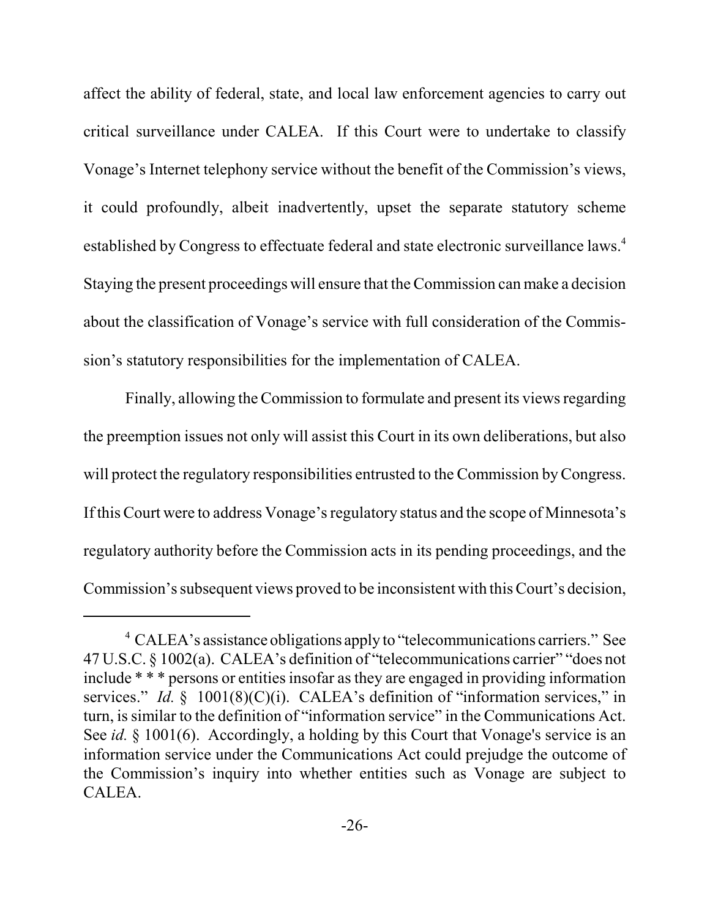affect the ability of federal, state, and local law enforcement agencies to carry out critical surveillance under CALEA. If this Court were to undertake to classify Vonage's Internet telephony service without the benefit of the Commission's views, it could profoundly, albeit inadvertently, upset the separate statutory scheme established by Congress to effectuate federal and state electronic surveillance laws.[4] Staying the present proceedings will ensure that the Commission can make a decision about the classification of Vonage's service with full consideration of the Commission's statutory responsibilities for the implementation of CALEA.

Finally, allowing the Commission to formulate and present its views regarding the preemption issues not only will assist this Court in its own deliberations, but also will protect the regulatory responsibilities entrusted to the Commission by Congress. If this Court were to address Vonage's regulatory status and the scope of Minnesota's regulatory authority before the Commission acts in its pending proceedings, and the Commission's subsequent views proved to be inconsistent with this Court's decision,

---

[4] CALEA's assistance obligations apply to "telecommunications carriers." See 47 U.S.C. § 1002(a). CALEA's definition of "telecommunications carrier" "does not include * * * persons or entities insofar as they are engaged in providing information services." *Id.* § 1001(8)(C)(i). CALEA's definition of "information services," in turn, is similar to the definition of "information service" in the Communications Act. See *id.* § 1001(6). Accordingly, a holding by this Court that Vonage's service is an information service under the Communications Act could prejudge the outcome of the Commission's inquiry into whether entities such as Vonage are subject to CALEA.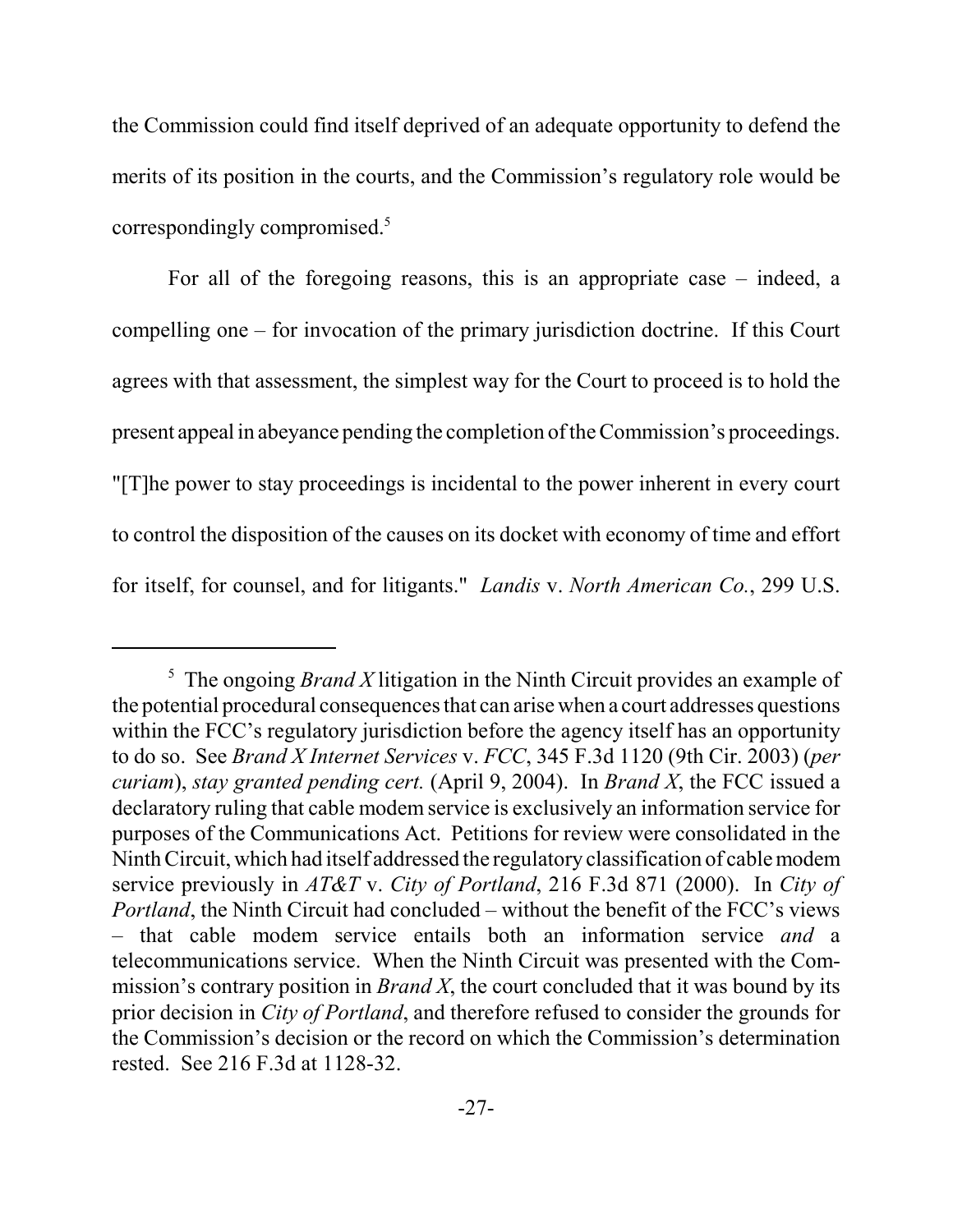the Commission could find itself deprived of an adequate opportunity to defend the merits of its position in the courts, and the Commission's regulatory role would be correspondingly compromised.[5]

For all of the foregoing reasons, this is an appropriate case – indeed, a compelling one – for invocation of the primary jurisdiction doctrine. If this Court agrees with that assessment, the simplest way for the Court to proceed is to hold the present appeal in abeyance pending the completion of the Commission's proceedings. "[T]he power to stay proceedings is incidental to the power inherent in every court to control the disposition of the causes on its docket with economy of time and effort for itself, for counsel, and for litigants." *Landis* v. *North American Co.*, 299 U.S.

---

[5] The ongoing *Brand X* litigation in the Ninth Circuit provides an example of the potential procedural consequences that can arise when a court addresses questions within the FCC's regulatory jurisdiction before the agency itself has an opportunity to do so. See *Brand X Internet Services* v. *FCC*, 345 F.3d 1120 (9th Cir. 2003) (*per curiam*), *stay granted pending cert.* (April 9, 2004). In *Brand X*, the FCC issued a declaratory ruling that cable modem service is exclusively an information service for purposes of the Communications Act. Petitions for review were consolidated in the Ninth Circuit, which had itself addressed the regulatory classification of cable modem service previously in *AT&T* v. *City of Portland*, 216 F.3d 871 (2000). In *City of Portland*, the Ninth Circuit had concluded – without the benefit of the FCC's views – that cable modem service entails both an information service *and* a telecommunications service. When the Ninth Circuit was presented with the Commission's contrary position in *Brand X*, the court concluded that it was bound by its prior decision in *City of Portland*, and therefore refused to consider the grounds for the Commission's decision or the record on which the Commission's determination rested. See 216 F.3d at 1128-32.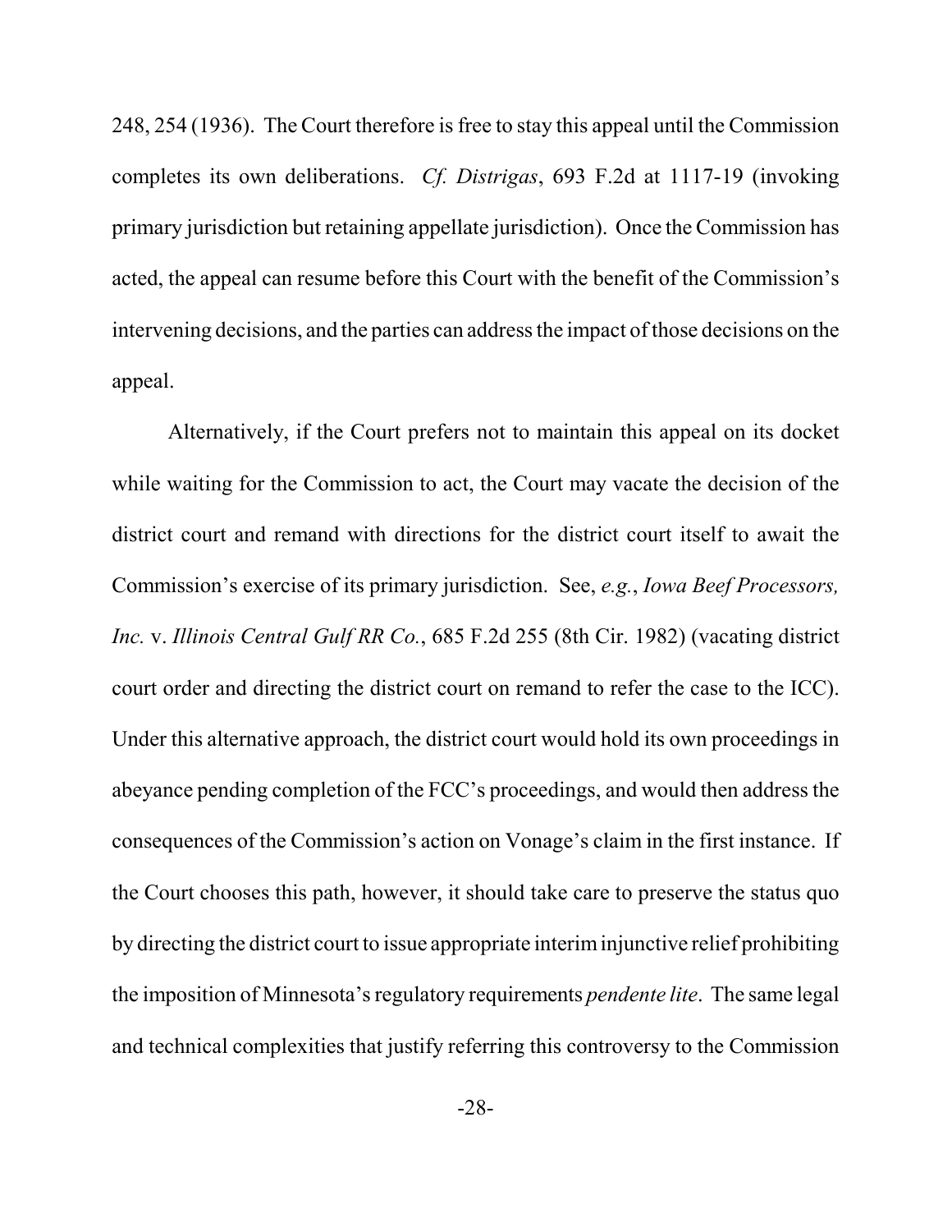248, 254 (1936). The Court therefore is free to stay this appeal until the Commission completes its own deliberations. *Cf. Distrigas*, 693 F.2d at 1117-19 (invoking primary jurisdiction but retaining appellate jurisdiction). Once the Commission has acted, the appeal can resume before this Court with the benefit of the Commission's intervening decisions, and the parties can address the impact of those decisions on the appeal.

Alternatively, if the Court prefers not to maintain this appeal on its docket while waiting for the Commission to act, the Court may vacate the decision of the district court and remand with directions for the district court itself to await the Commission's exercise of its primary jurisdiction. See, *e.g.*, *Iowa Beef Processors, Inc.* v. *Illinois Central Gulf RR Co.*, 685 F.2d 255 (8th Cir. 1982) (vacating district court order and directing the district court on remand to refer the case to the ICC). Under this alternative approach, the district court would hold its own proceedings in abeyance pending completion of the FCC's proceedings, and would then address the consequences of the Commission's action on Vonage's claim in the first instance. If the Court chooses this path, however, it should take care to preserve the status quo by directing the district court to issue appropriate interim injunctive relief prohibiting the imposition of Minnesota's regulatory requirements *pendente lite*. The same legal and technical complexities that justify referring this controversy to the Commission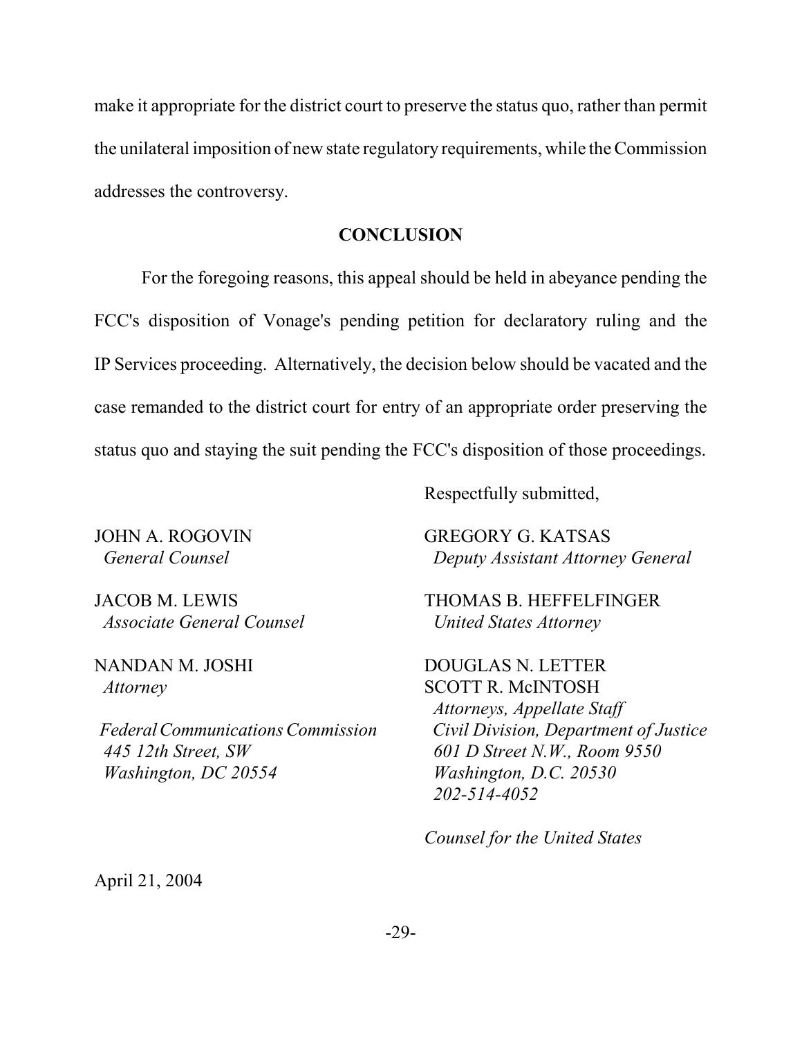make it appropriate for the district court to preserve the status quo, rather than permit the unilateral imposition of new state regulatory requirements, while the Commission addresses the controversy.

## CONCLUSION

For the foregoing reasons, this appeal should be held in abeyance pending the FCC's disposition of Vonage's pending petition for declaratory ruling and the IP Services proceeding. Alternatively, the decision below should be vacated and the case remanded to the district court for entry of an appropriate order preserving the status quo and staying the suit pending the FCC's disposition of those proceedings.

Respectfully submitted,

JOHN A. ROGOVIN
*General Counsel*

JACOB M. LEWIS
*Associate General Counsel*

NANDAN M. JOSHI
*Attorney*

*Federal Communications Commission*
*445 12th Street, SW*
*Washington, DC 20554*

GREGORY G. KATSAS
*Deputy Assistant Attorney General*

THOMAS B. HEFFELFINGER
*United States Attorney*

DOUGLAS N. LETTER
SCOTT R. McINTOSH
*Attorneys, Appellate Staff*
*Civil Division, Department of Justice*
*601 D Street N.W., Room 9550*
*Washington, D.C. 20530*
*202-514-4052*

*Counsel for the United States*

April 21, 2004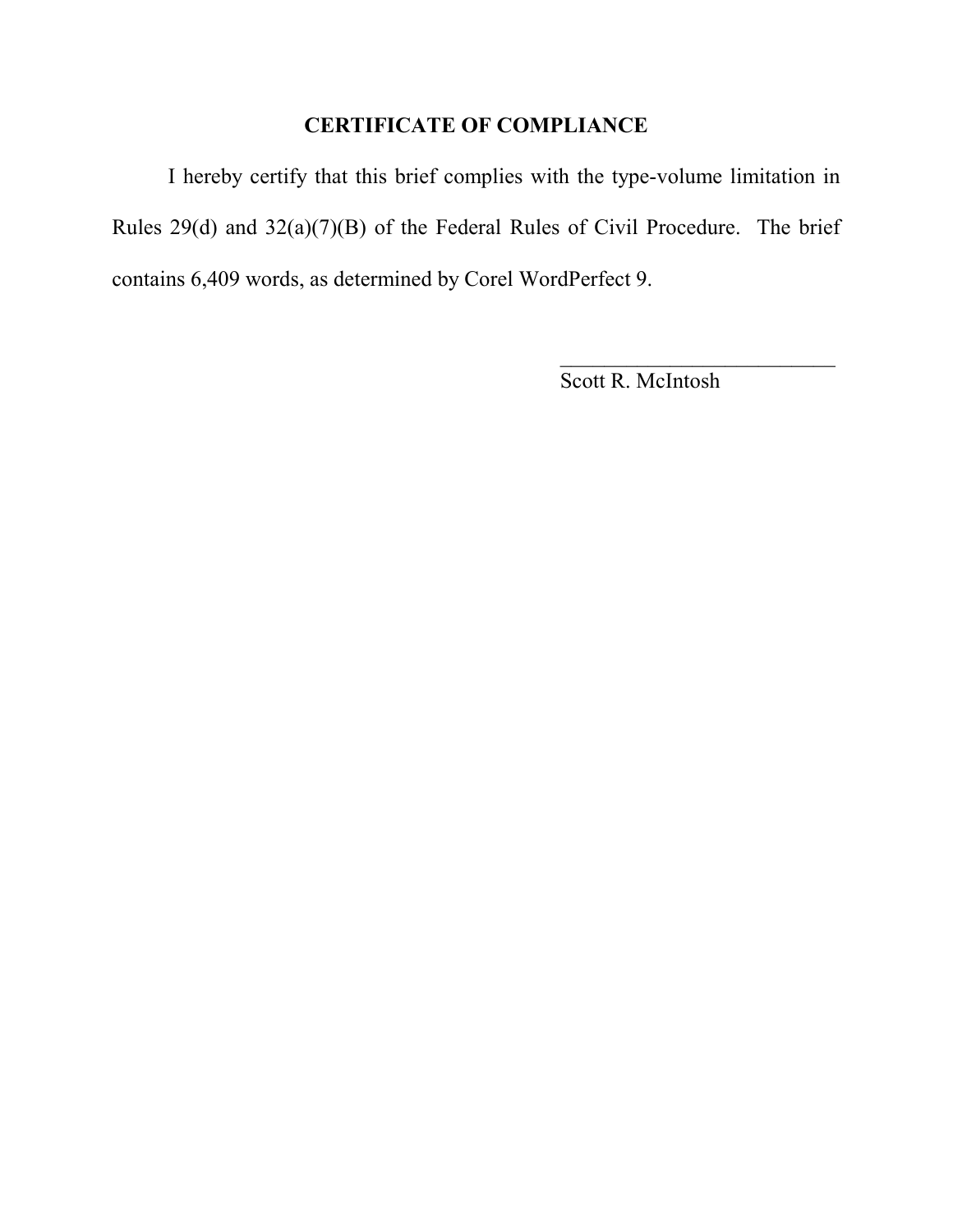## CERTIFICATE OF COMPLIANCE

I hereby certify that this brief complies with the type-volume limitation in Rules 29(d) and 32(a)(7)(B) of the Federal Rules of Civil Procedure. The brief contains 6,409 words, as determined by Corel WordPerfect 9.

\_\_\_\_\_\_\_\_\_\_\_\_\_\_\_\_\_\_\_\_\_\_\_\_\_\_\_\_

Scott R. McIntosh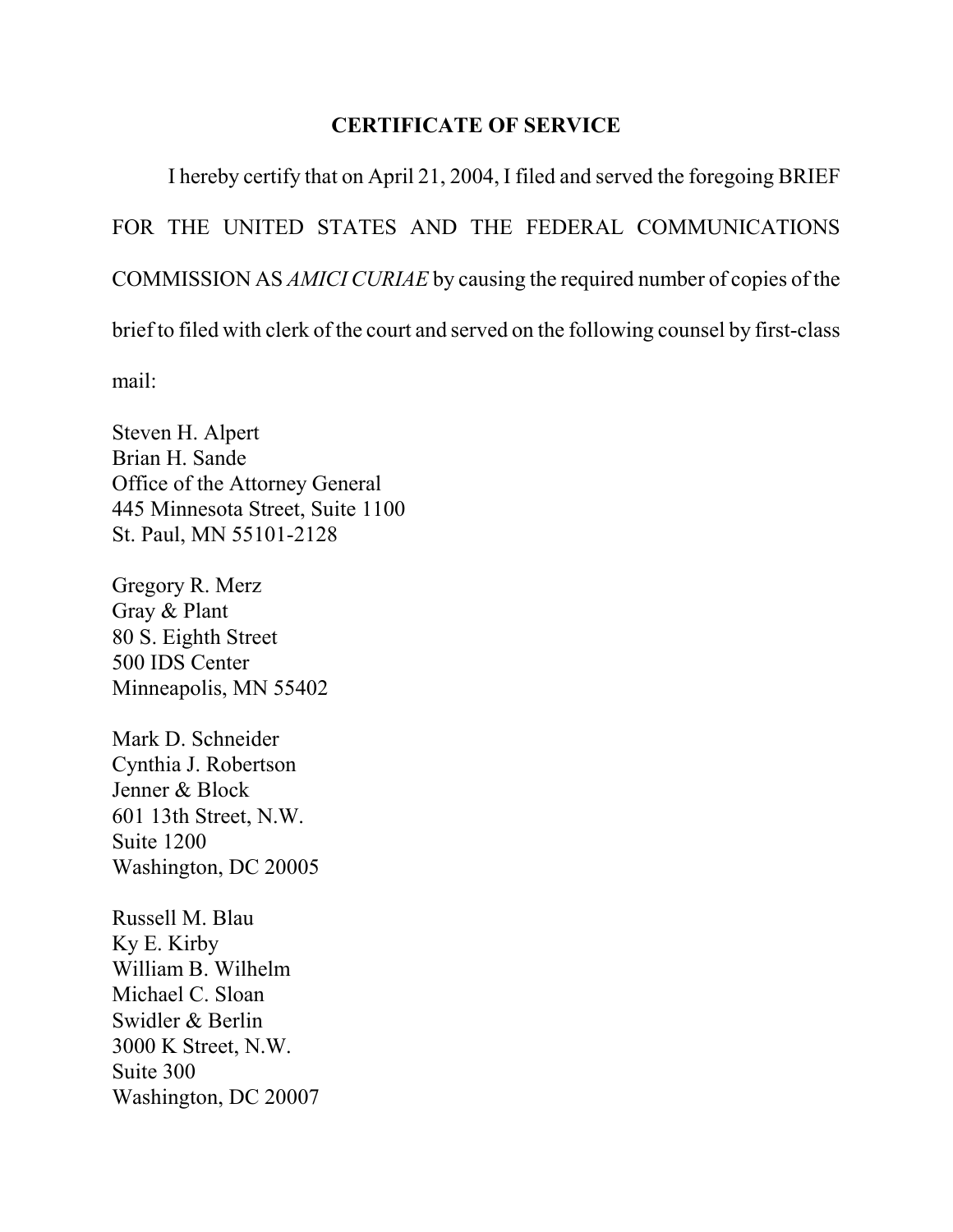## CERTIFICATE OF SERVICE

I hereby certify that on April 21, 2004, I filed and served the foregoing BRIEF FOR THE UNITED STATES AND THE FEDERAL COMMUNICATIONS COMMISSION AS *AMICI CURIAE* by causing the required number of copies of the brief to filed with clerk of the court and served on the following counsel by first-class mail:

Steven H. Alpert
Brian H. Sande
Office of the Attorney General
445 Minnesota Street, Suite 1100
St. Paul, MN 55101-2128

Gregory R. Merz
Gray & Plant
80 S. Eighth Street
500 IDS Center
Minneapolis, MN 55402

Mark D. Schneider
Cynthia J. Robertson
Jenner & Block
601 13th Street, N.W.
Suite 1200
Washington, DC 20005

Russell M. Blau
Ky E. Kirby
William B. Wilhelm
Michael C. Sloan
Swidler & Berlin
3000 K Street, N.W.
Suite 300
Washington, DC 20007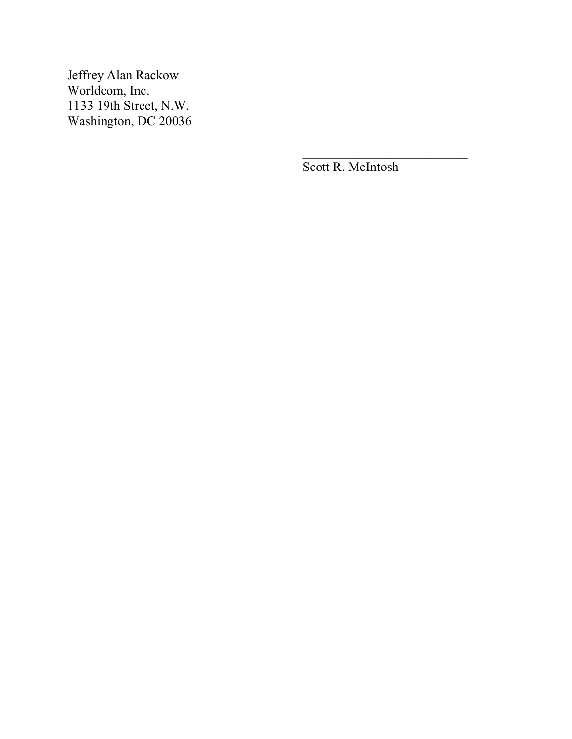Jeffrey Alan Rackow
Worldcom, Inc.
1133 19th Street, N.W.
Washington, DC 20036

\_\_\_\_\_\_\_\_\_\_\_\_\_\_\_\_\_\_\_\_\_\_\_\_\_\_\_

Scott R. McIntosh